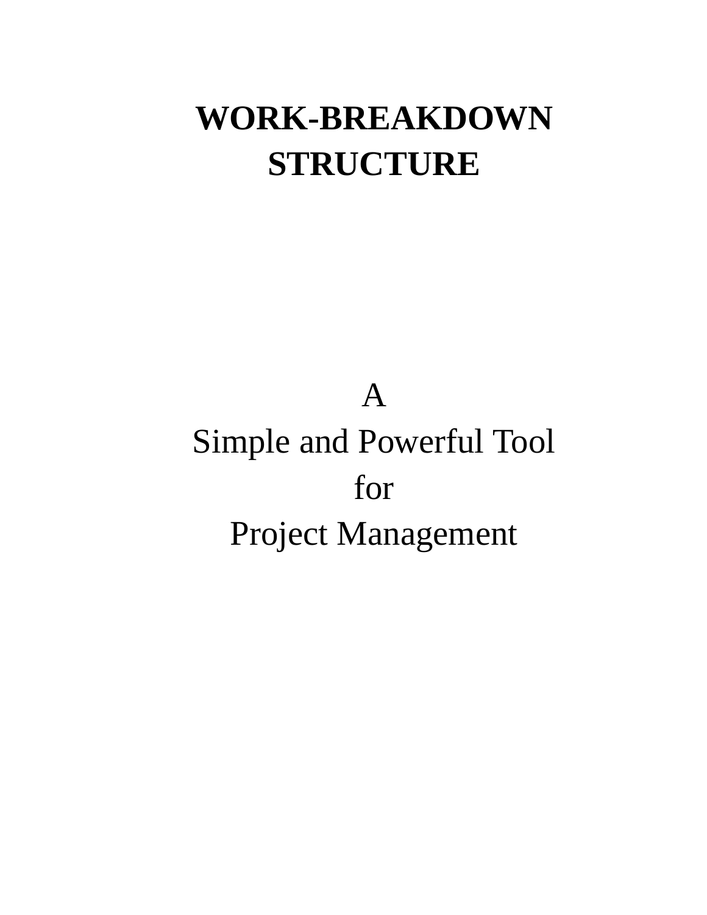# WORK-BREAKDOWN STRUCTURE

A

Simple and Powerful Tool

for

Project Management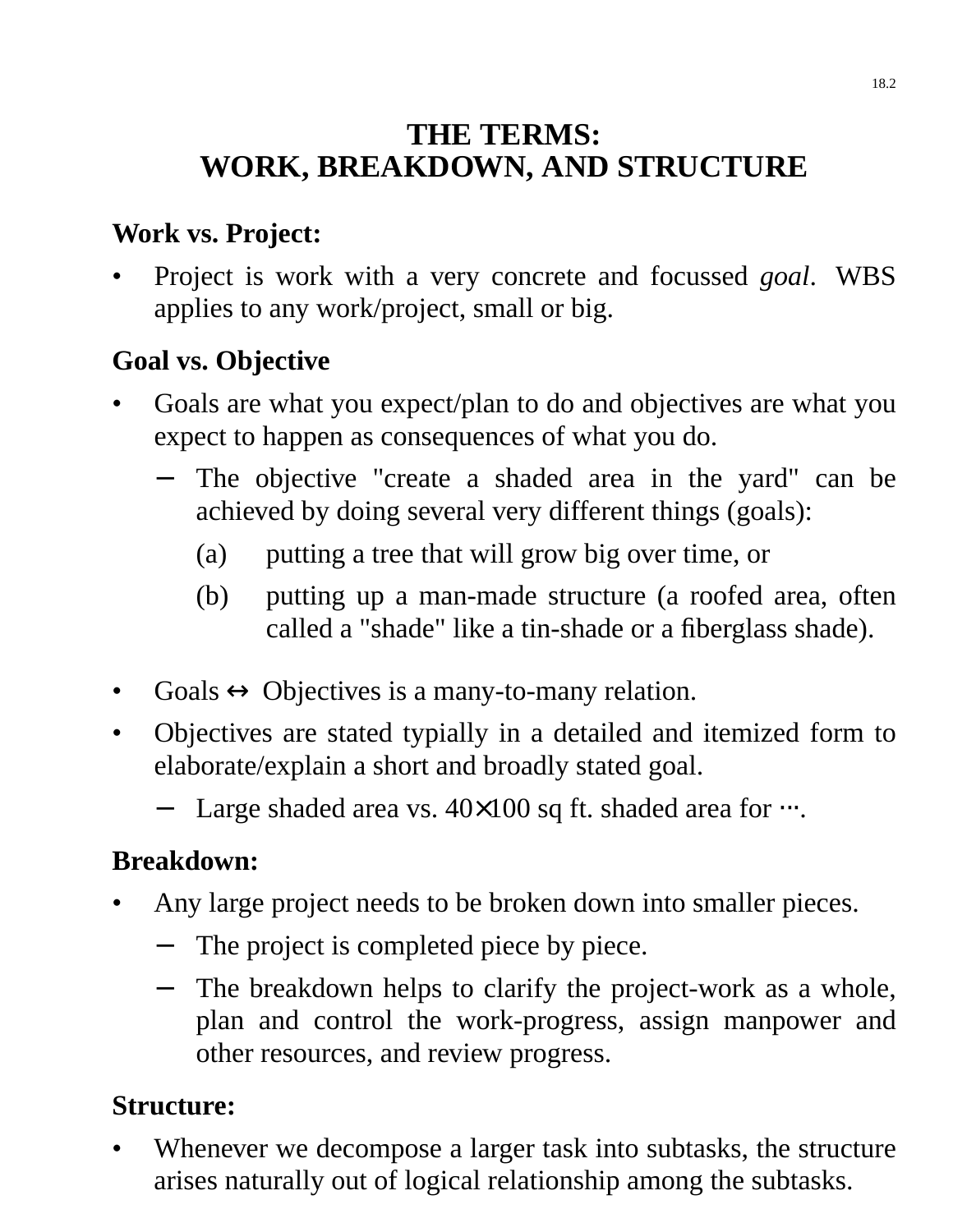# THE TERMS: WORK, BREAKDOWN, AND STRUCTURE

**Work vs. Project:**

- Project is work with a very concrete and focussed *goal*. WBS applies to any work/project, small or big.

**Goal vs. Objective**

- Goals are what you expect/plan to do and objectives are what you expect to happen as consequences of what you do.
  - The objective "create a shaded area in the yard" can be achieved by doing several very different things (goals):
    - (a) putting a tree that will grow big over time, or
    - (b) putting up a man-made structure (a roofed area, often called a "shade" like a tin-shade or a fiberglass shade).
- Goals ↔ Objectives is a many-to-many relation.
- Objectives are stated typially in a detailed and itemized form to elaborate/explain a short and broadly stated goal.
  - Large shaded area vs. 40×100 sq ft. shaded area for ⋯.

**Breakdown:**

- Any large project needs to be broken down into smaller pieces.
  - The project is completed piece by piece.
  - The breakdown helps to clarify the project-work as a whole, plan and control the work-progress, assign manpower and other resources, and review progress.

**Structure:**

- Whenever we decompose a larger task into subtasks, the structure arises naturally out of logical relationship among the subtasks.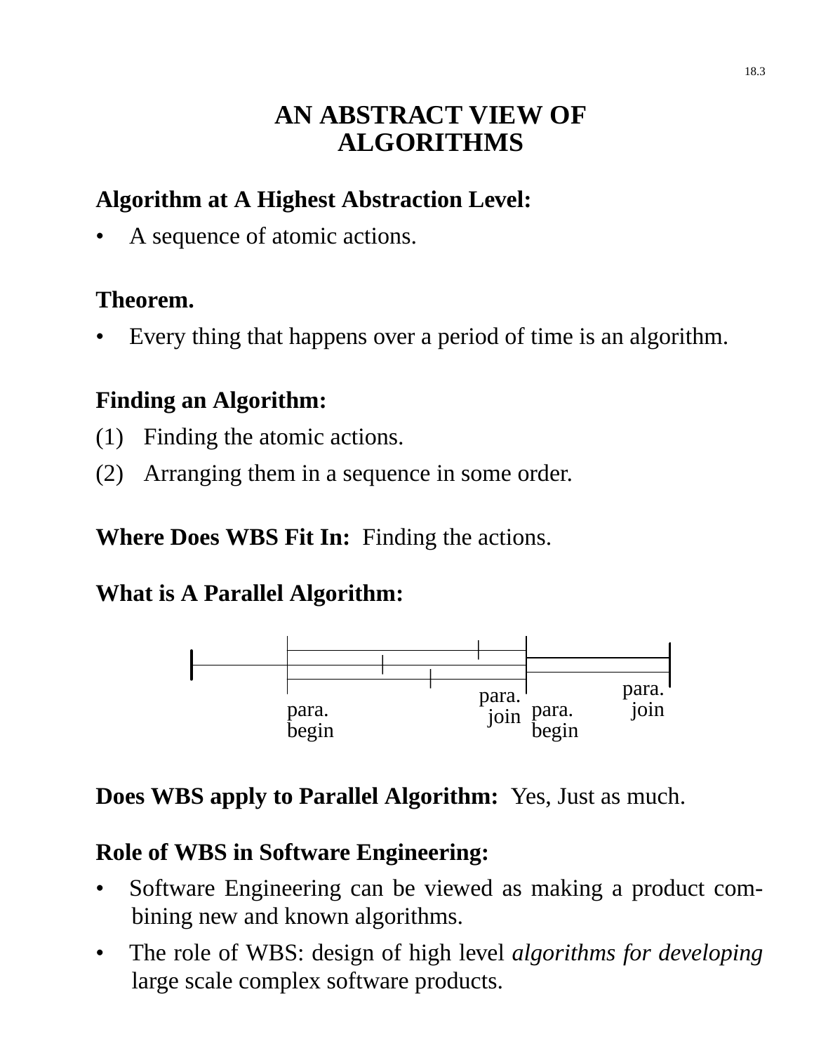# AN ABSTRACT VIEW OF ALGORITHMS

**Algorithm at A Highest Abstraction Level:**

- A sequence of atomic actions.

**Theorem.**

- Every thing that happens over a period of time is an algorithm.

**Finding an Algorithm:**

(1) Finding the atomic actions.

(2) Arranging them in a sequence in some order.

**Where Does WBS Fit In:** Finding the actions.

**What is A Parallel Algorithm:**

para. begin — para. join — para. begin — para. join

**Does WBS apply to Parallel Algorithm:** Yes, Just as much.

**Role of WBS in Software Engineering:**

- Software Engineering can be viewed as making a product combining new and known algorithms.
- The role of WBS: design of high level *algorithms for developing* large scale complex software products.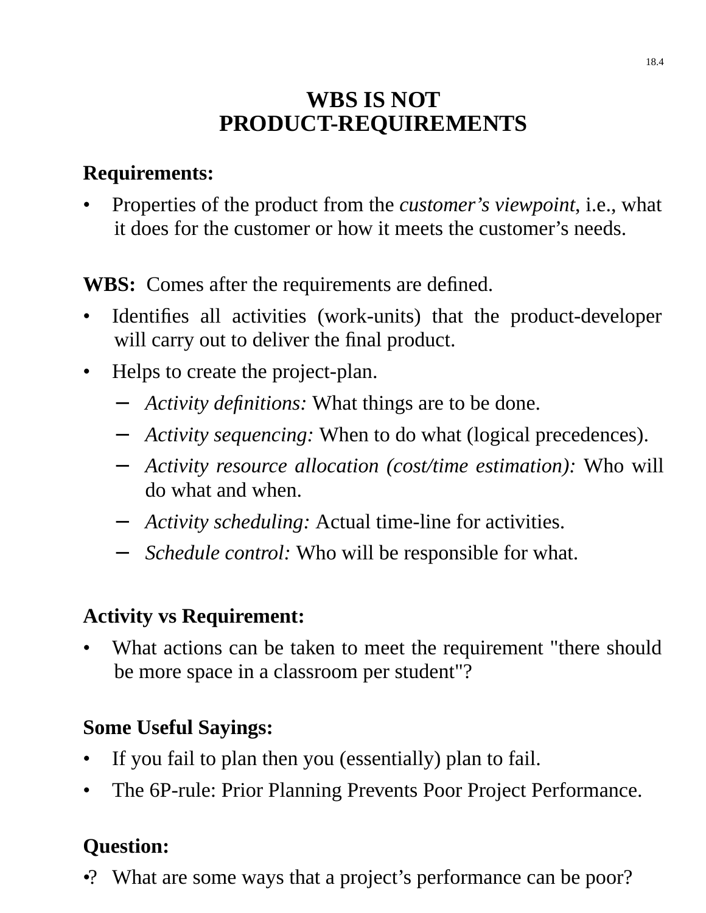# WBS IS NOT PRODUCT-REQUIREMENTS

**Requirements:**

- Properties of the product from the *customer's viewpoint*, i.e., what it does for the customer or how it meets the customer's needs.

**WBS:** Comes after the requirements are defined.

- Identifies all activities (work-units) that the product-developer will carry out to deliver the final product.
- Helps to create the project-plan.
  - *Activity definitions:* What things are to be done.
  - *Activity sequencing:* When to do what (logical precedences).
  - *Activity resource allocation (cost/time estimation):* Who will do what and when.
  - *Activity scheduling:* Actual time-line for activities.
  - *Schedule control:* Who will be responsible for what.

**Activity vs Requirement:**

- What actions can be taken to meet the requirement "there should be more space in a classroom per student"?

**Some Useful Sayings:**

- If you fail to plan then you (essentially) plan to fail.
- The 6P-rule: Prior Planning Prevents Poor Project Performance.

**Question:**

•? What are some ways that a project's performance can be poor?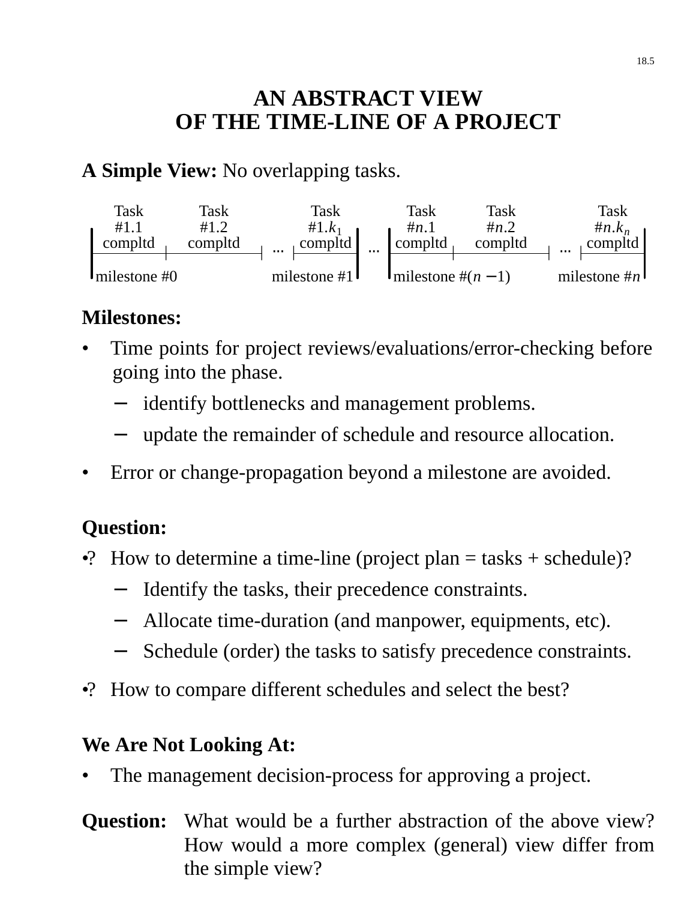# AN ABSTRACT VIEW OF THE TIME-LINE OF A PROJECT

**A Simple View:** No overlapping tasks.

| Task #1.1 compltd | Task #1.2 compltd | ... | Task #1.$k_1$ compltd | ... | Task #$n$.1 compltd | Task #$n$.2 compltd | ... | Task #$n.k_n$ compltd |
|---|---|---|---|---|---|---|---|---|
| milestone #0 | | | milestone #1 | | milestone #($n-1$) | | | milestone #$n$ |

**Milestones:**

- Time points for project reviews/evaluations/error-checking before going into the phase.
  - identify bottlenecks and management problems.
  - update the remainder of schedule and resource allocation.
- Error or change-propagation beyond a milestone are avoided.

**Question:**

- ? How to determine a time-line (project plan = tasks + schedule)?
  - Identify the tasks, their precedence constraints.
  - Allocate time-duration (and manpower, equipments, etc).
  - Schedule (order) the tasks to satisfy precedence constraints.
- ? How to compare different schedules and select the best?

**We Are Not Looking At:**

- The management decision-process for approving a project.

**Question:** What would be a further abstraction of the above view? How would a more complex (general) view differ from the simple view?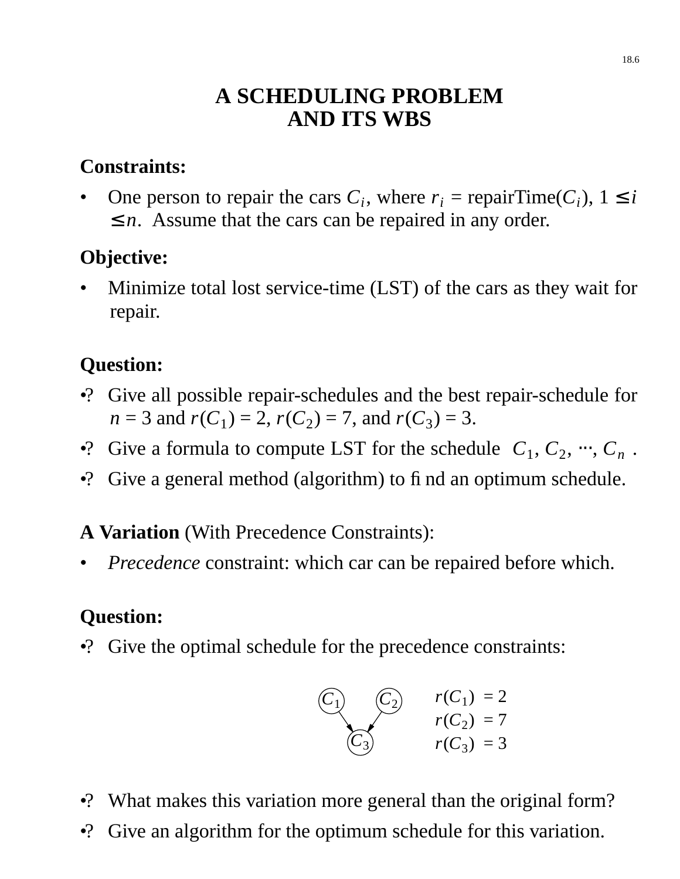# A SCHEDULING PROBLEM AND ITS WBS

**Constraints:**

- One person to repair the cars $C_i$, where $r_i$ = repairTime($C_i$), $1 \leq i \leq n$. Assume that the cars can be repaired in any order.

**Objective:**

- Minimize total lost service-time (LST) of the cars as they wait for repair.

**Question:**

- ? Give all possible repair-schedules and the best repair-schedule for $n = 3$ and $r(C_1) = 2$, $r(C_2) = 7$, and $r(C_3) = 3$.
- ? Give a formula to compute LST for the schedule $\langle C_1, C_2, \cdots, C_n \rangle$.
- ? Give a general method (algorithm) to find an optimum schedule.

**A Variation** (With Precedence Constraints):

- *Precedence* constraint: which car can be repaired before which.

**Question:**

- ? Give the optimal schedule for the precedence constraints:

$C_1 \rightarrow C_3$, $C_2 \rightarrow C_3$

$r(C_1) = 2$
$r(C_2) = 7$
$r(C_3) = 3$

- ? What makes this variation more general than the original form?
- ? Give an algorithm for the optimum schedule for this variation.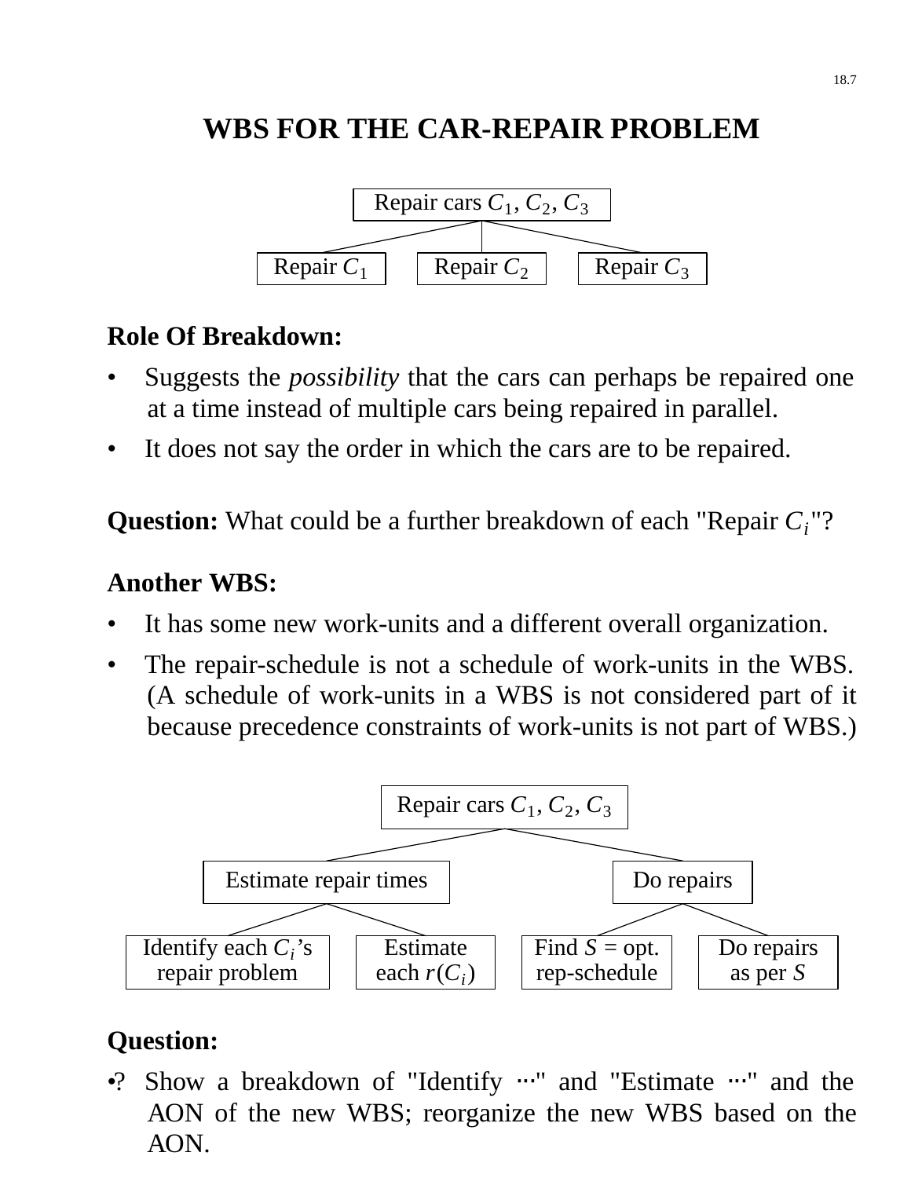# WBS FOR THE CAR-REPAIR PROBLEM

```
                 Repair cars C1, C2, C3
          ┌──────────────┼──────────────┐
      Repair C1      Repair C2      Repair C3
```

**Role Of Breakdown:**

- Suggests the *possibility* that the cars can perhaps be repaired one at a time instead of multiple cars being repaired in parallel.
- It does not say the order in which the cars are to be repaired.

**Question:** What could be a further breakdown of each "Repair $C_i$"?

**Another WBS:**

- It has some new work-units and a different overall organization.
- The repair-schedule is not a schedule of work-units in the WBS. (A schedule of work-units in a WBS is not considered part of it because precedence constraints of work-units is not part of WBS.)

```
                         Repair cars C1, C2, C3
                 ┌─────────────────┴─────────────────┐
        Estimate repair times                    Do repairs
          ┌───────┴───────┐                ┌───────┴───────┐
  Identify each Ci's   Estimate       Find S = opt.    Do repairs
  repair problem       each r(Ci)     rep-schedule     as per S
```

**Question:**

•? Show a breakdown of "Identify ⋯" and "Estimate ⋯" and the AON of the new WBS; reorganize the new WBS based on the AON.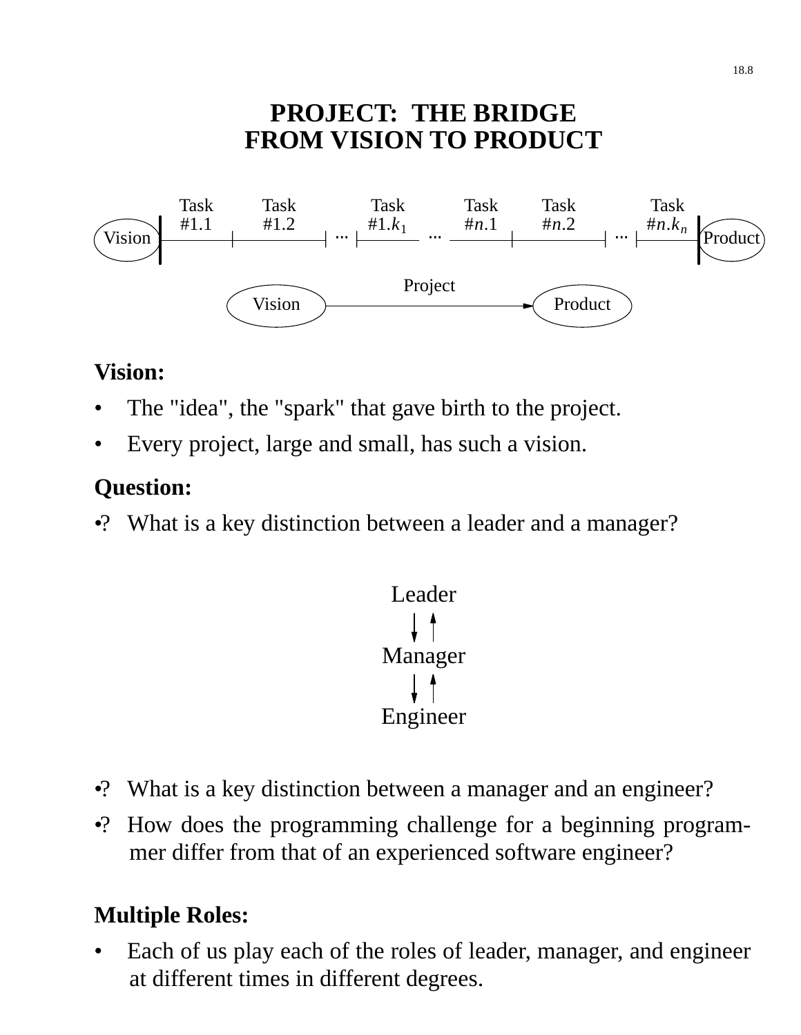# PROJECT: THE BRIDGE FROM VISION TO PRODUCT

Vision — Task #1.1 — Task #1.2 ... Task #1.$k_1$ ... Task #$n$.1 — Task #$n$.2 ... Task #$n.k_n$ — Product

Vision —Project→ Product

**Vision:**

- The "idea", the "spark" that gave birth to the project.
- Every project, large and small, has such a vision.

**Question:**

•? What is a key distinction between a leader and a manager?

Leader
↓↑
Manager
↓↑
Engineer

•? What is a key distinction between a manager and an engineer?

•? How does the programming challenge for a beginning programmer differ from that of an experienced software engineer?

**Multiple Roles:**

- Each of us play each of the roles of leader, manager, and engineer at different times in different degrees.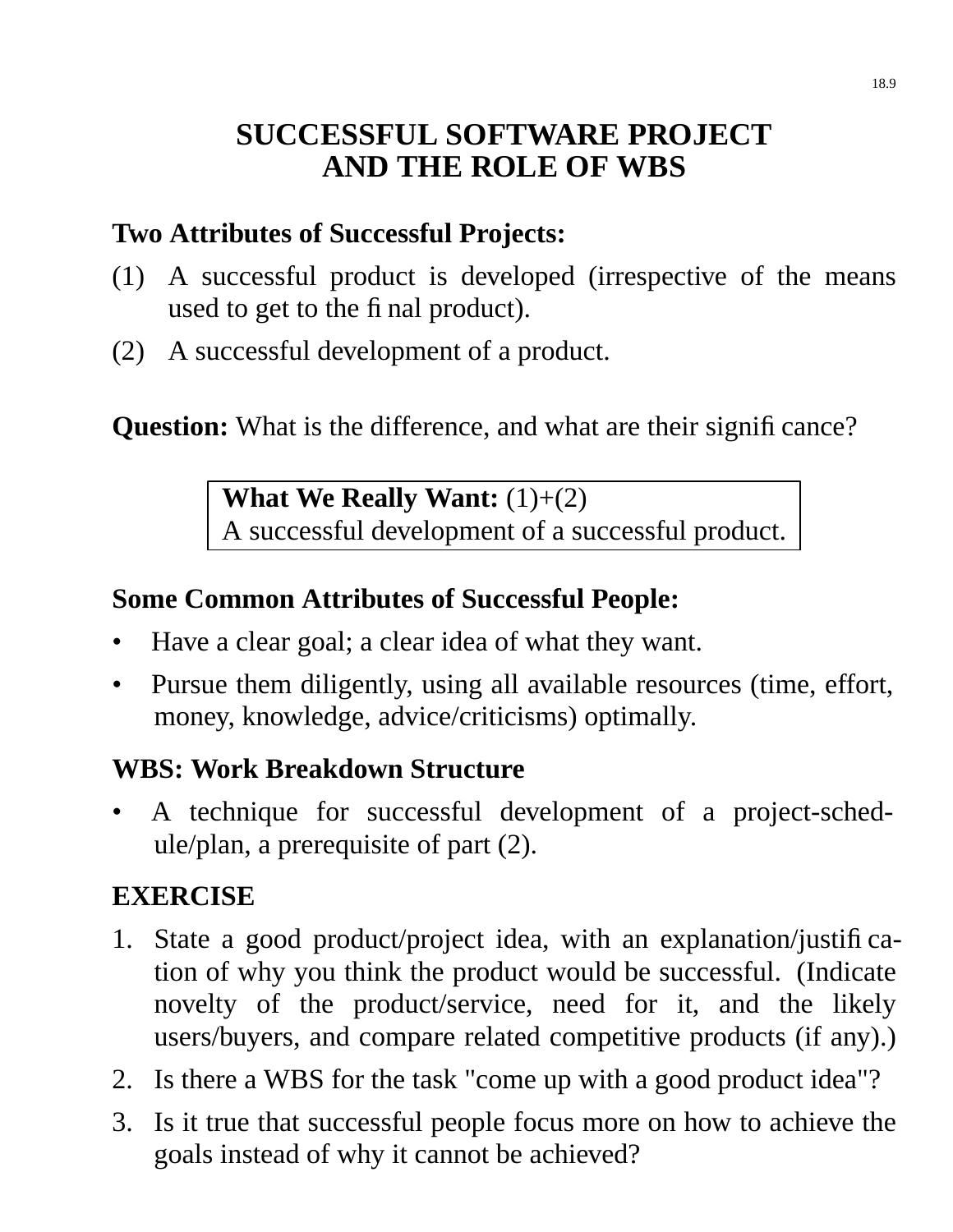# SUCCESSFUL SOFTWARE PROJECT AND THE ROLE OF WBS

**Two Attributes of Successful Projects:**

(1) A successful product is developed (irrespective of the means used to get to the final product).

(2) A successful development of a product.

**Question:** What is the difference, and what are their significance?

> **What We Really Want:** (1)+(2)
> A successful development of a successful product.

**Some Common Attributes of Successful People:**

- Have a clear goal; a clear idea of what they want.
- Pursue them diligently, using all available resources (time, effort, money, knowledge, advice/criticisms) optimally.

**WBS: Work Breakdown Structure**

- A technique for successful development of a project-schedule/plan, a prerequisite of part (2).

**EXERCISE**

1. State a good product/project idea, with an explanation/justification of why you think the product would be successful. (Indicate novelty of the product/service, need for it, and the likely users/buyers, and compare related competitive products (if any).)
2. Is there a WBS for the task "come up with a good product idea"?
3. Is it true that successful people focus more on how to achieve the goals instead of why it cannot be achieved?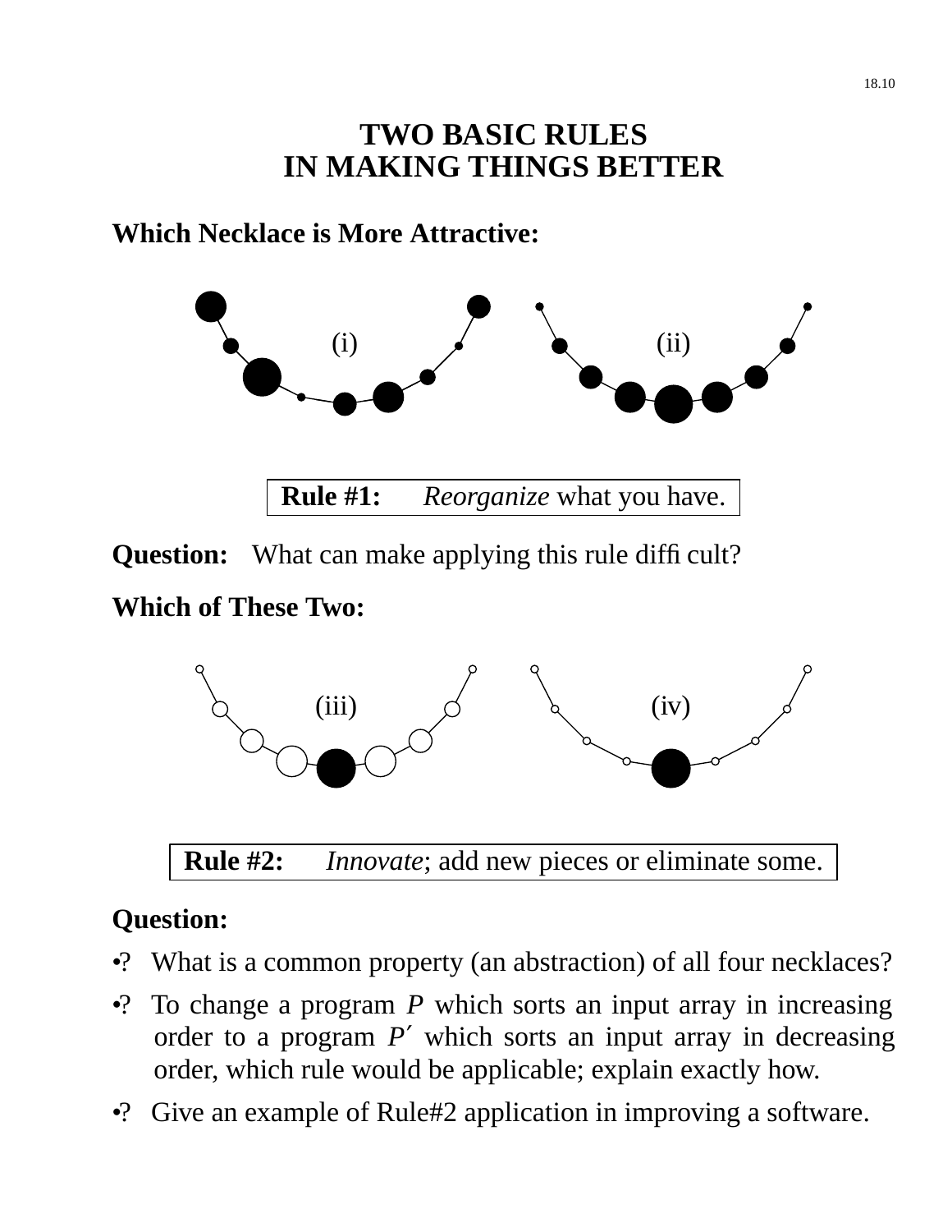# TWO BASIC RULES IN MAKING THINGS BETTER

**Which Necklace is More Attractive:**

(i) (ii)

| **Rule #1:** *Reorganize* what you have. |
|---|

**Question:** What can make applying this rule difficult?

**Which of These Two:**

(iii) (iv)

| **Rule #2:** *Innovate*; add new pieces or eliminate some. |
|---|

**Question:**

- ? What is a common property (an abstraction) of all four necklaces?
- ? To change a program *P* which sorts an input array in increasing order to a program *P′* which sorts an input array in decreasing order, which rule would be applicable; explain exactly how.
- ? Give an example of Rule#2 application in improving a software.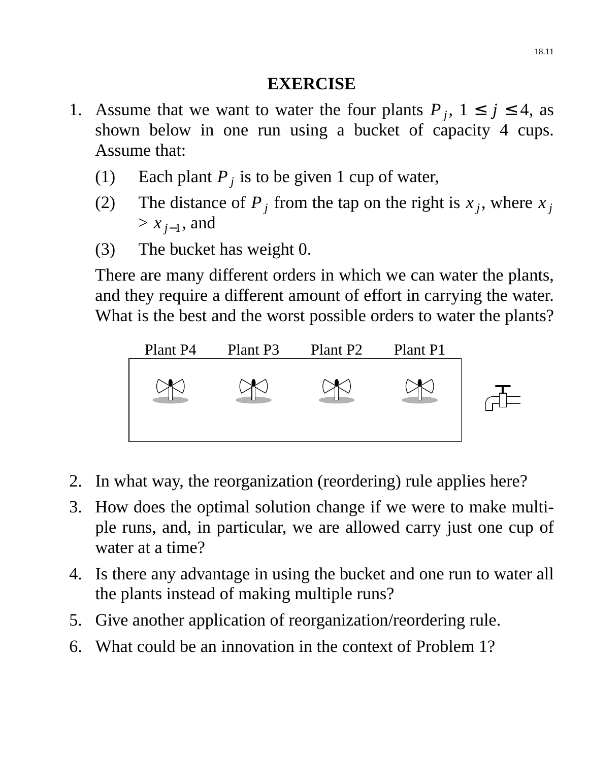## EXERCISE

1. Assume that we want to water the four plants $P_j$, $1 \leq j \leq 4$, as shown below in one run using a bucket of capacity 4 cups. Assume that:

   (1) Each plant $P_j$ is to be given 1 cup of water,

   (2) The distance of $P_j$ from the tap on the right is $x_j$, where $x_j > x_{j-1}$, and

   (3) The bucket has weight 0.

   There are many different orders in which we can water the plants, and they require a different amount of effort in carrying the water. What is the best and the worst possible orders to water the plants?

   Plant P4 Plant P3 Plant P2 Plant P1

2. In what way, the reorganization (reordering) rule applies here?
3. How does the optimal solution change if we were to make multiple runs, and, in particular, we are allowed carry just one cup of water at a time?
4. Is there any advantage in using the bucket and one run to water all the plants instead of making multiple runs?
5. Give another application of reorganization/reordering rule.
6. What could be an innovation in the context of Problem 1?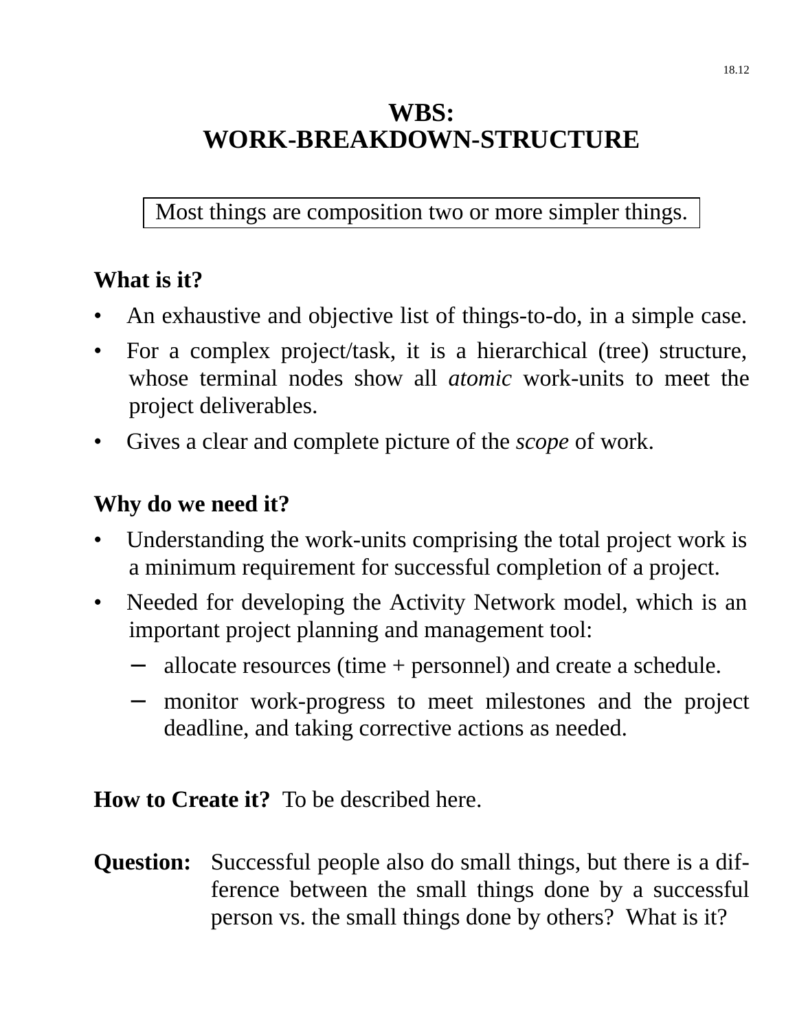# WBS: WORK-BREAKDOWN-STRUCTURE

Most things are composition two or more simpler things.

**What is it?**

- An exhaustive and objective list of things-to-do, in a simple case.
- For a complex project/task, it is a hierarchical (tree) structure, whose terminal nodes show all *atomic* work-units to meet the project deliverables.
- Gives a clear and complete picture of the *scope* of work.

**Why do we need it?**

- Understanding the work-units comprising the total project work is a minimum requirement for successful completion of a project.
- Needed for developing the Activity Network model, which is an important project planning and management tool:
  - allocate resources (time + personnel) and create a schedule.
  - monitor work-progress to meet milestones and the project deadline, and taking corrective actions as needed.

**How to Create it?** To be described here.

**Question:** Successful people also do small things, but there is a difference between the small things done by a successful person vs. the small things done by others? What is it?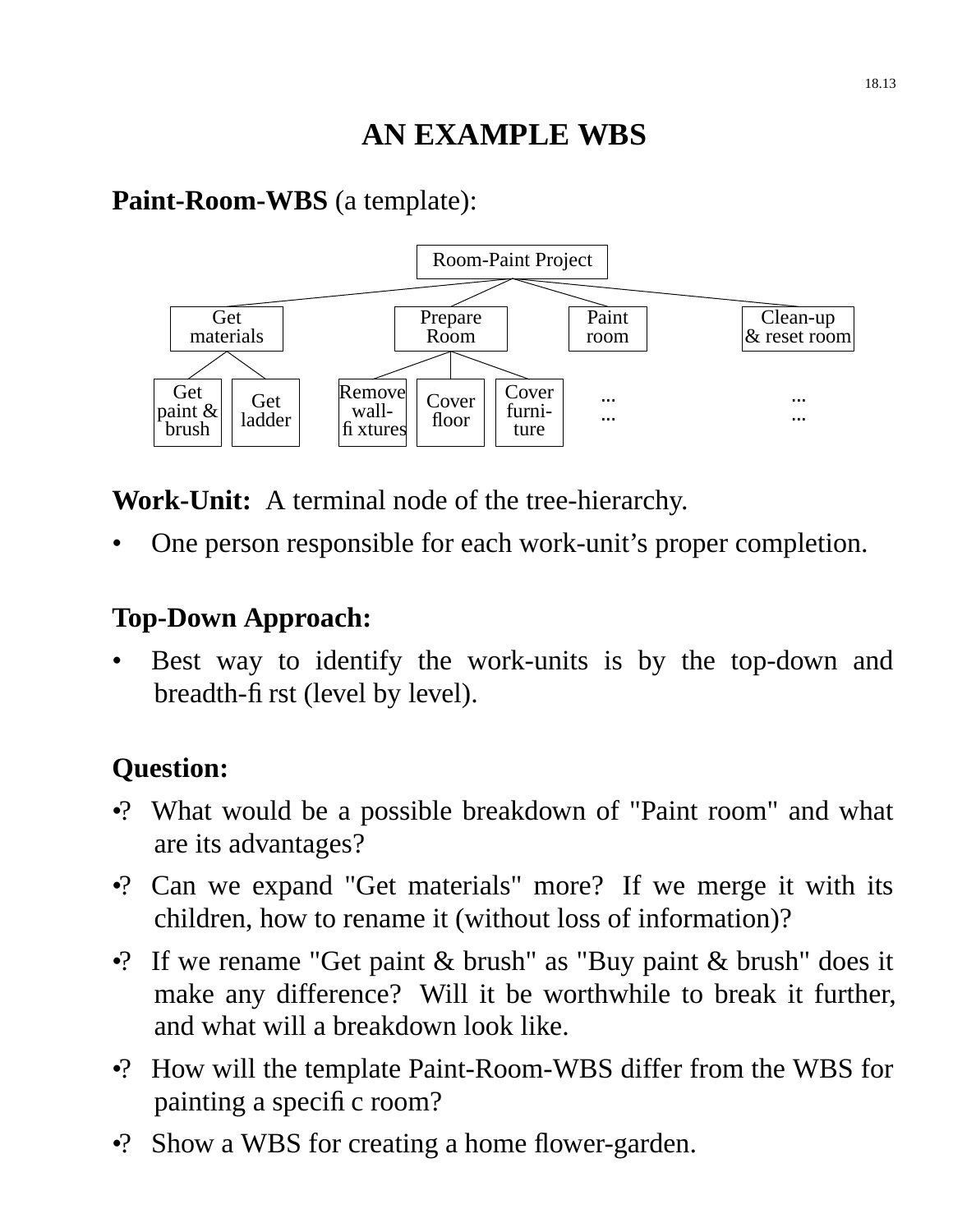# AN EXAMPLE WBS

**Paint-Room-WBS** (a template):

```
                              Room-Paint Project
        ┌──────────────────────┬──────────┴───────┬──────────────────┐
   Get materials          Prepare Room        Paint room      Clean-up & reset room
    ┌────┴────┐        ┌───────┼───────┐          ...                 ...
Get paint &  Get     Remove   Cover   Cover       ...                 ...
  brush     ladder   wall-    floor   furni-
                     fixtures         ture
```

**Work-Unit:** A terminal node of the tree-hierarchy.

- One person responsible for each work-unit's proper completion.

**Top-Down Approach:**

- Best way to identify the work-units is by the top-down and breadth-first (level by level).

**Question:**

- ? What would be a possible breakdown of "Paint room" and what are its advantages?
- ? Can we expand "Get materials" more? If we merge it with its children, how to rename it (without loss of information)?
- ? If we rename "Get paint & brush" as "Buy paint & brush" does it make any difference? Will it be worthwhile to break it further, and what will a breakdown look like.
- ? How will the template Paint-Room-WBS differ from the WBS for painting a specific room?
- ? Show a WBS for creating a home flower-garden.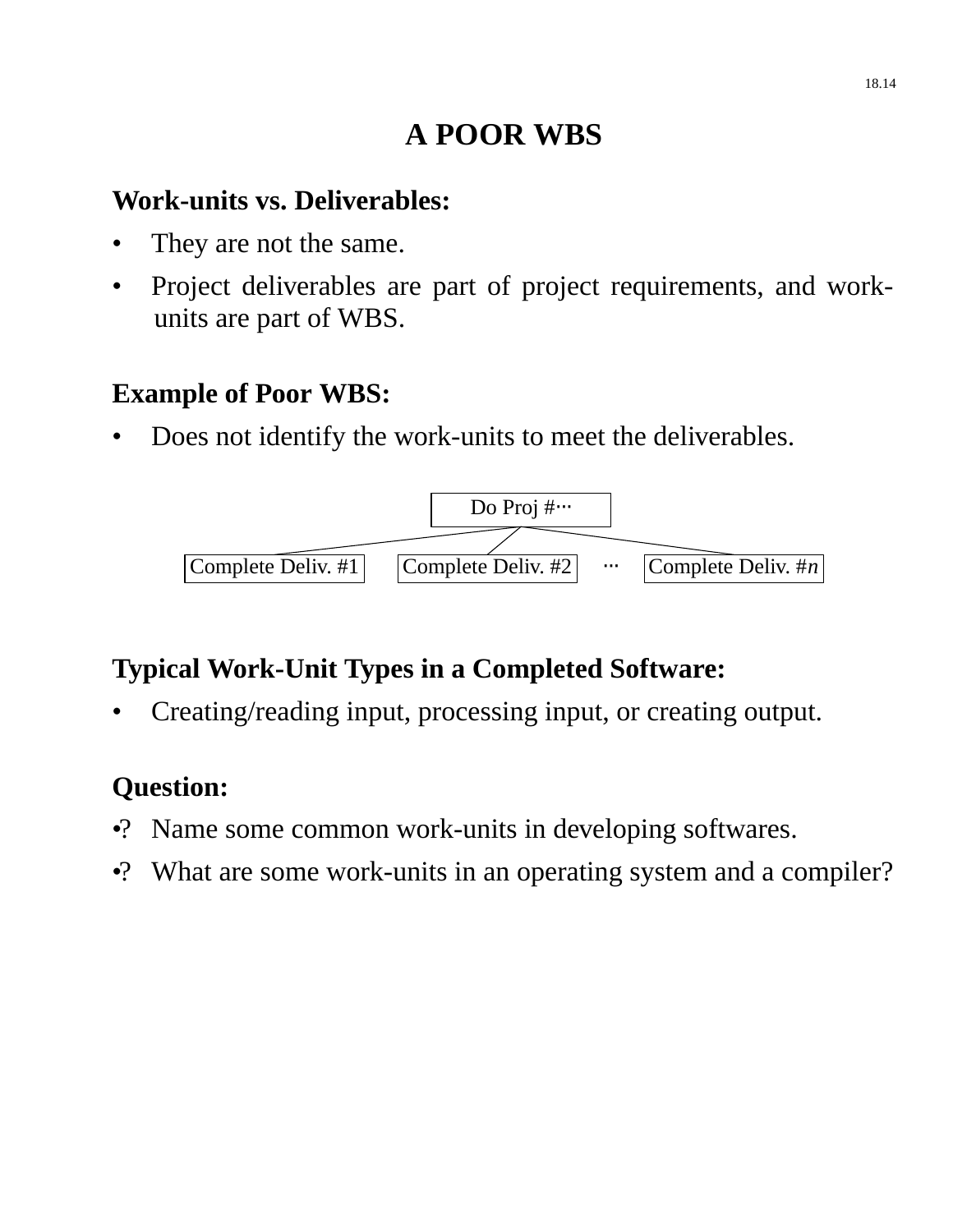# A POOR WBS

**Work-units vs. Deliverables:**

- They are not the same.
- Project deliverables are part of project requirements, and work-units are part of WBS.

**Example of Poor WBS:**

- Does not identify the work-units to meet the deliverables.

```
                         Do Proj #···
        ┌────────────────────┼────────────────────┐
Complete Deliv. #1   Complete Deliv. #2   ···   Complete Deliv. #n
```

**Typical Work-Unit Types in a Completed Software:**

- Creating/reading input, processing input, or creating output.

**Question:**

- ? Name some common work-units in developing softwares.
- ? What are some work-units in an operating system and a compiler?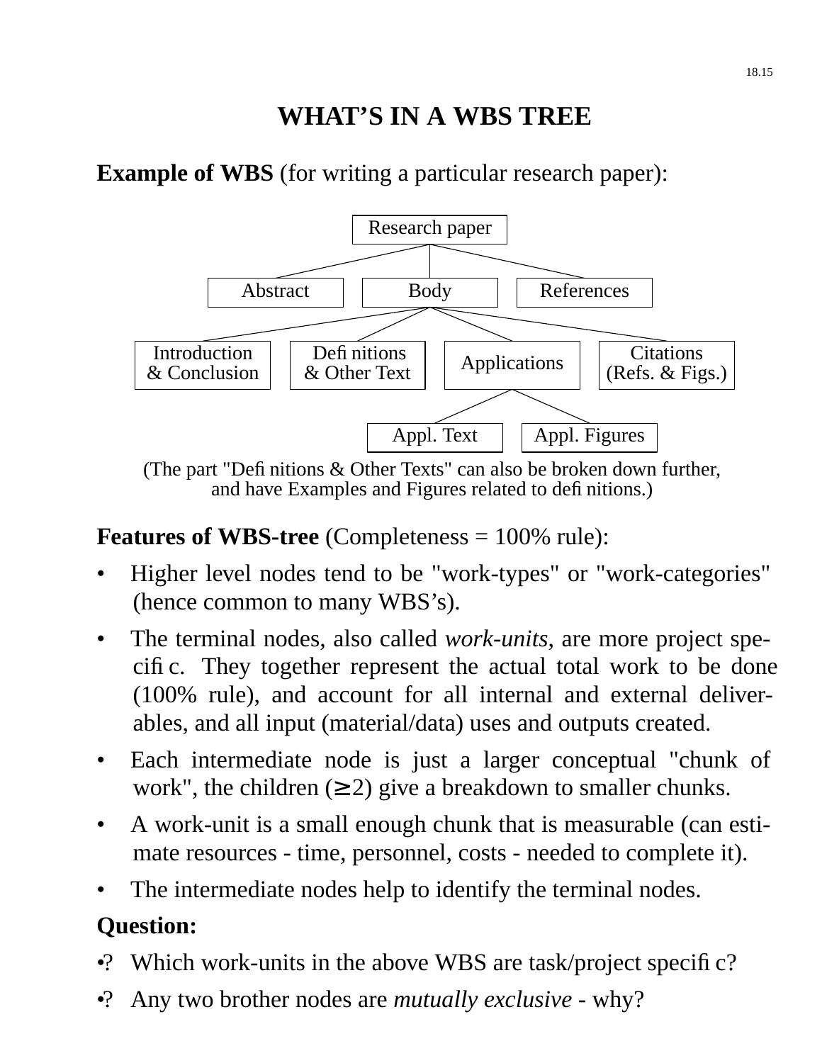# WHAT'S IN A WBS TREE

**Example of WBS** (for writing a particular research paper):

- Research paper
  - Abstract
  - Body
    - Introduction & Conclusion
    - Definitions & Other Text
    - Applications
      - Appl. Text
      - Appl. Figures
    - Citations (Refs. & Figs.)
  - References

(The part "Definitions & Other Texts" can also be broken down further, and have Examples and Figures related to definitions.)

**Features of WBS-tree** (Completeness = 100% rule):

- Higher level nodes tend to be "work-types" or "work-categories" (hence common to many WBS's).
- The terminal nodes, also called *work-units*, are more project specific. They together represent the actual total work to be done (100% rule), and account for all internal and external deliverables, and all input (material/data) uses and outputs created.
- Each intermediate node is just a larger conceptual "chunk of work", the children ($\geq 2$) give a breakdown to smaller chunks.
- A work-unit is a small enough chunk that is measurable (can estimate resources - time, personnel, costs - needed to complete it).
- The intermediate nodes help to identify the terminal nodes.

**Question:**

•? Which work-units in the above WBS are task/project specific?

•? Any two brother nodes are *mutually exclusive* - why?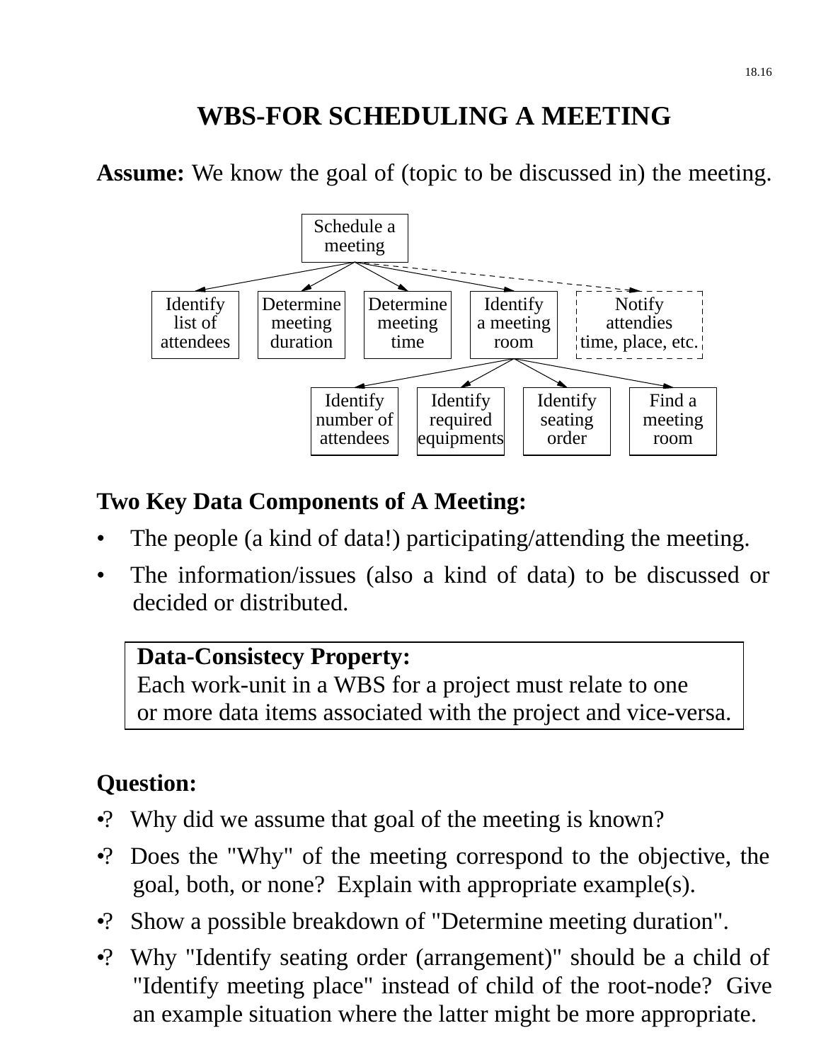# WBS-FOR SCHEDULING A MEETING

**Assume:** We know the goal of (topic to be discussed in) the meeting.

- Schedule a meeting
  - Identify list of attendees
  - Determine meeting duration
  - Determine meeting time
  - Identify a meeting room
    - Identify number of attendees
    - Identify required equipments
    - Identify seating order
    - Find a meeting room
  - Notify attendies time, place, etc. (dashed)

**Two Key Data Components of A Meeting:**

- The people (a kind of data!) participating/attending the meeting.
- The information/issues (also a kind of data) to be discussed or decided or distributed.

> **Data-Consistecy Property:**
> Each work-unit in a WBS for a project must relate to one or more data items associated with the project and vice-versa.

**Question:**

- ? Why did we assume that goal of the meeting is known?
- ? Does the "Why" of the meeting correspond to the objective, the goal, both, or none? Explain with appropriate example(s).
- ? Show a possible breakdown of "Determine meeting duration".
- ? Why "Identify seating order (arrangement)" should be a child of "Identify meeting place" instead of child of the root-node? Give an example situation where the latter might be more appropriate.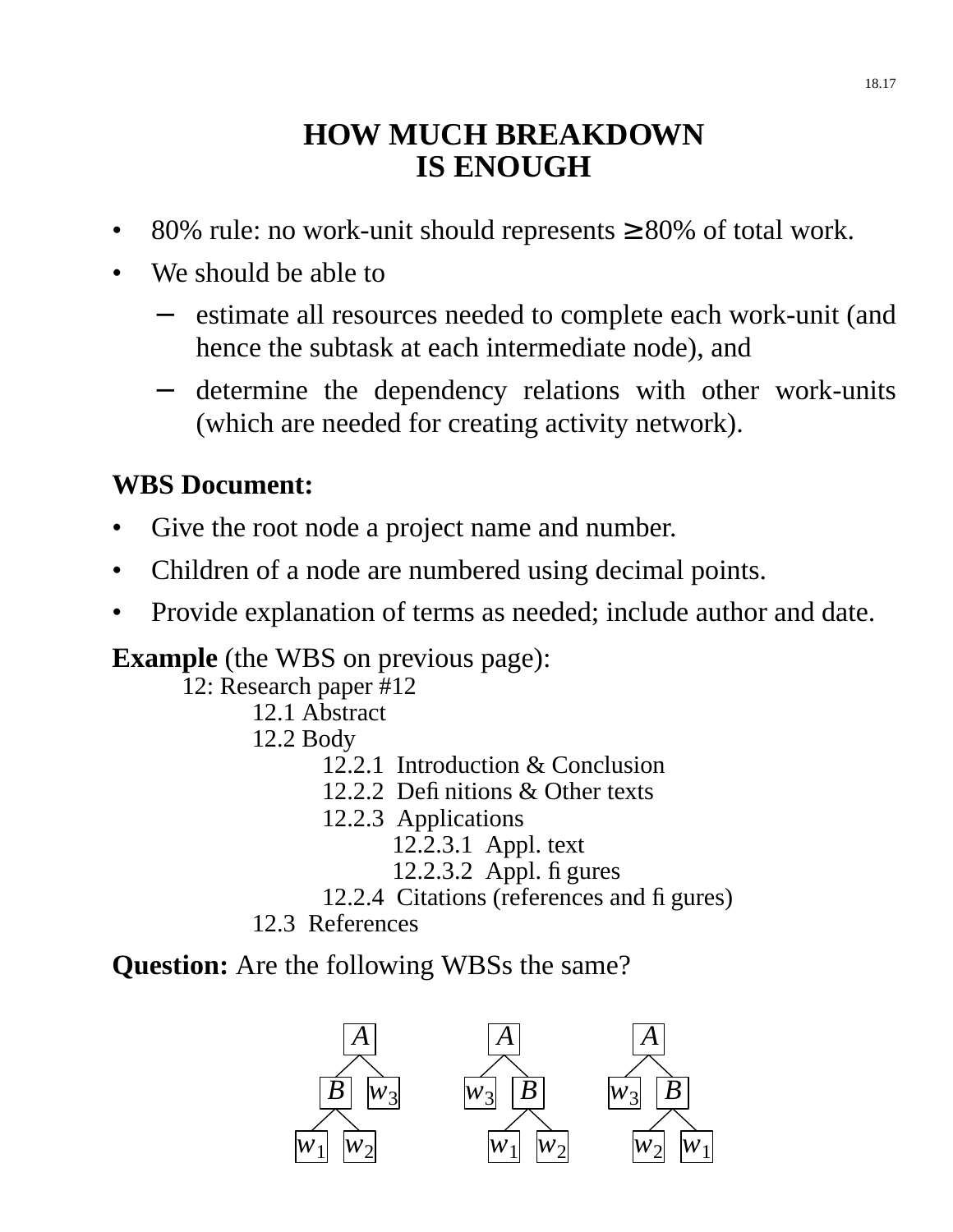# HOW MUCH BREAKDOWN IS ENOUGH

- 80% rule: no work-unit should represents ≥80% of total work.
- We should be able to
  - estimate all resources needed to complete each work-unit (and hence the subtask at each intermediate node), and
  - determine the dependency relations with other work-units (which are needed for creating activity network).

**WBS Document:**

- Give the root node a project name and number.
- Children of a node are numbered using decimal points.
- Provide explanation of terms as needed; include author and date.

**Example** (the WBS on previous page):

12: Research paper #12
- 12.1 Abstract
- 12.2 Body
  - 12.2.1 Introduction & Conclusion
  - 12.2.2 Definitions & Other texts
  - 12.2.3 Applications
    - 12.2.3.1 Appl. text
    - 12.2.3.2 Appl. figures
  - 12.2.4 Citations (references and figures)
- 12.3 References

**Question:** Are the following WBSs the same?

```
      A                  A                  A
     / \                / \                / \
    B   w3            w3   B             w3   B
   / \                    / \                / \
 w1   w2                w1   w2            w2   w1
```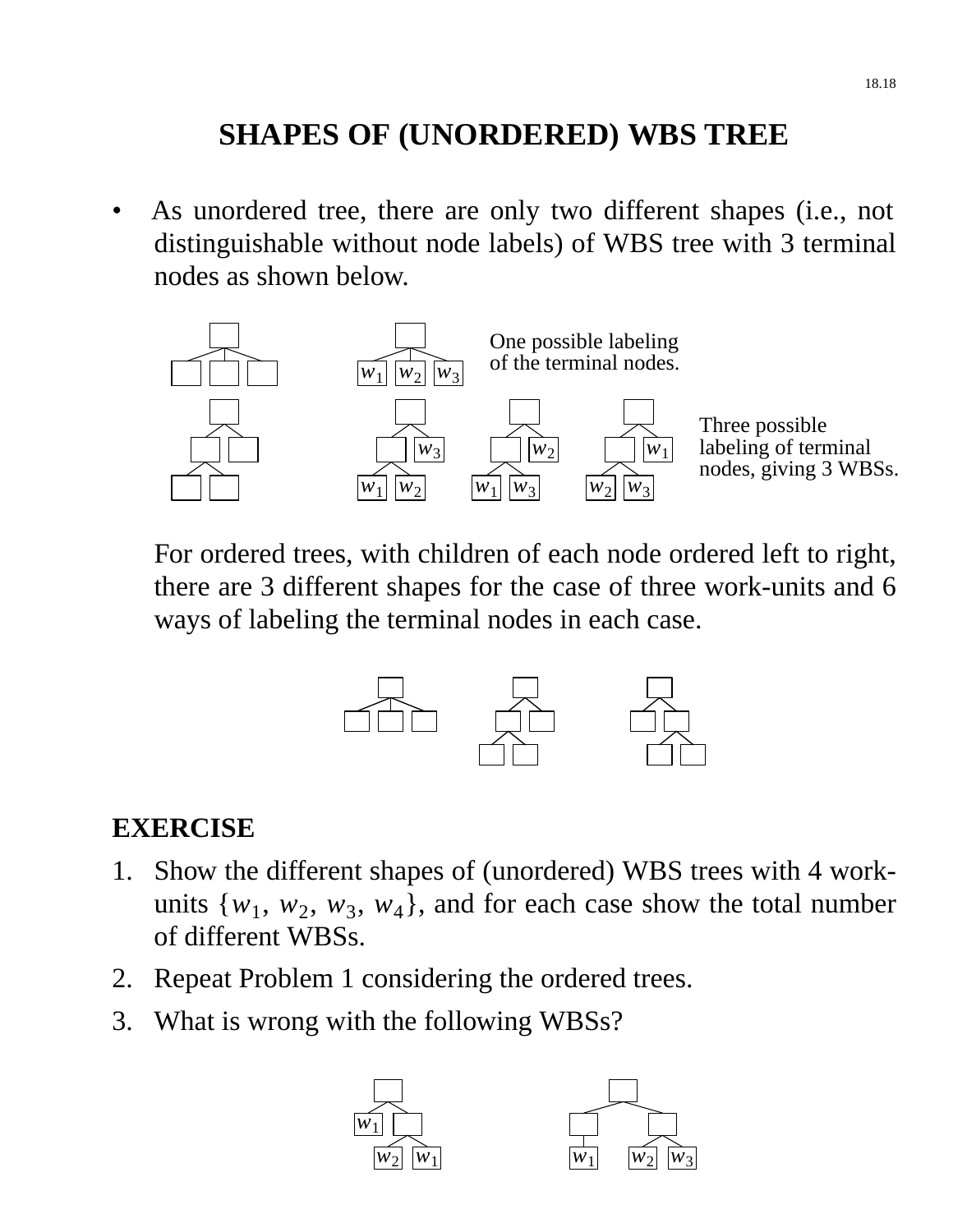# SHAPES OF (UNORDERED) WBS TREE

- As unordered tree, there are only two different shapes (i.e., not distinguishable without node labels) of WBS tree with 3 terminal nodes as shown below.

One possible labeling of the terminal nodes.

Three possible labeling of terminal nodes, giving 3 WBSs.

For ordered trees, with children of each node ordered left to right, there are 3 different shapes for the case of three work-units and 6 ways of labeling the terminal nodes in each case.

**EXERCISE**

1. Show the different shapes of (unordered) WBS trees with 4 work-units $\{w_1, w_2, w_3, w_4\}$, and for each case show the total number of different WBSs.
2. Repeat Problem 1 considering the ordered trees.
3. What is wrong with the following WBSs?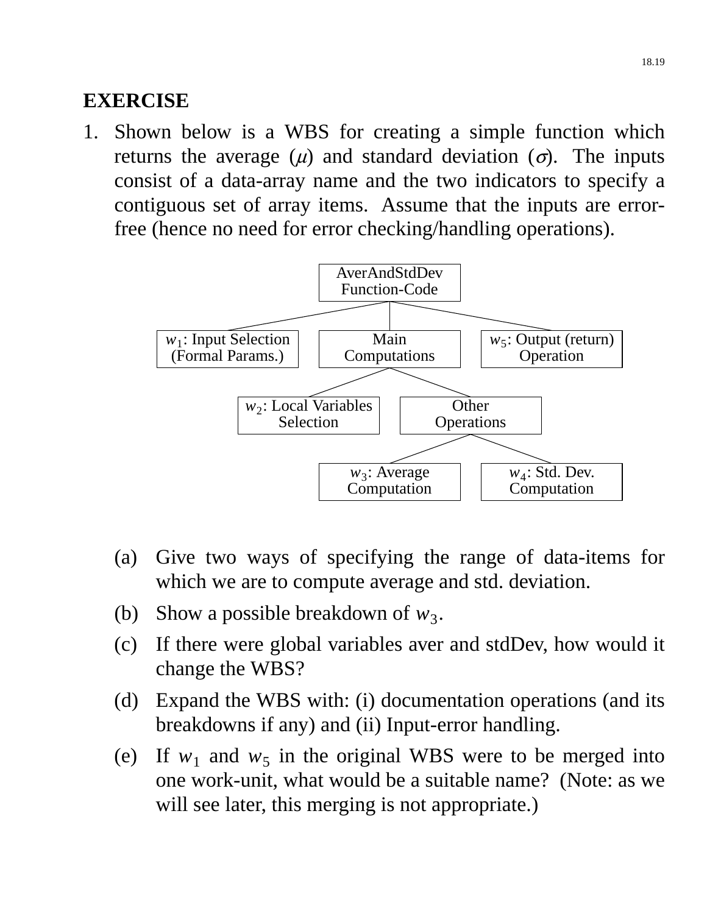## EXERCISE

1. Shown below is a WBS for creating a simple function which returns the average ($\mu$) and standard deviation ($\sigma$). The inputs consist of a data-array name and the two indicators to specify a contiguous set of array items. Assume that the inputs are error-free (hence no need for error checking/handling operations).

   - AverAndStdDev Function-Code
     - $w_1$: Input Selection (Formal Params.)
     - Main Computations
       - $w_2$: Local Variables Selection
       - Other Operations
         - $w_3$: Average Computation
         - $w_4$: Std. Dev. Computation
     - $w_5$: Output (return) Operation

   (a) Give two ways of specifying the range of data-items for which we are to compute average and std. deviation.

   (b) Show a possible breakdown of $w_3$.

   (c) If there were global variables aver and stdDev, how would it change the WBS?

   (d) Expand the WBS with: (i) documentation operations (and its breakdowns if any) and (ii) Input-error handling.

   (e) If $w_1$ and $w_5$ in the original WBS were to be merged into one work-unit, what would be a suitable name? (Note: as we will see later, this merging is not appropriate.)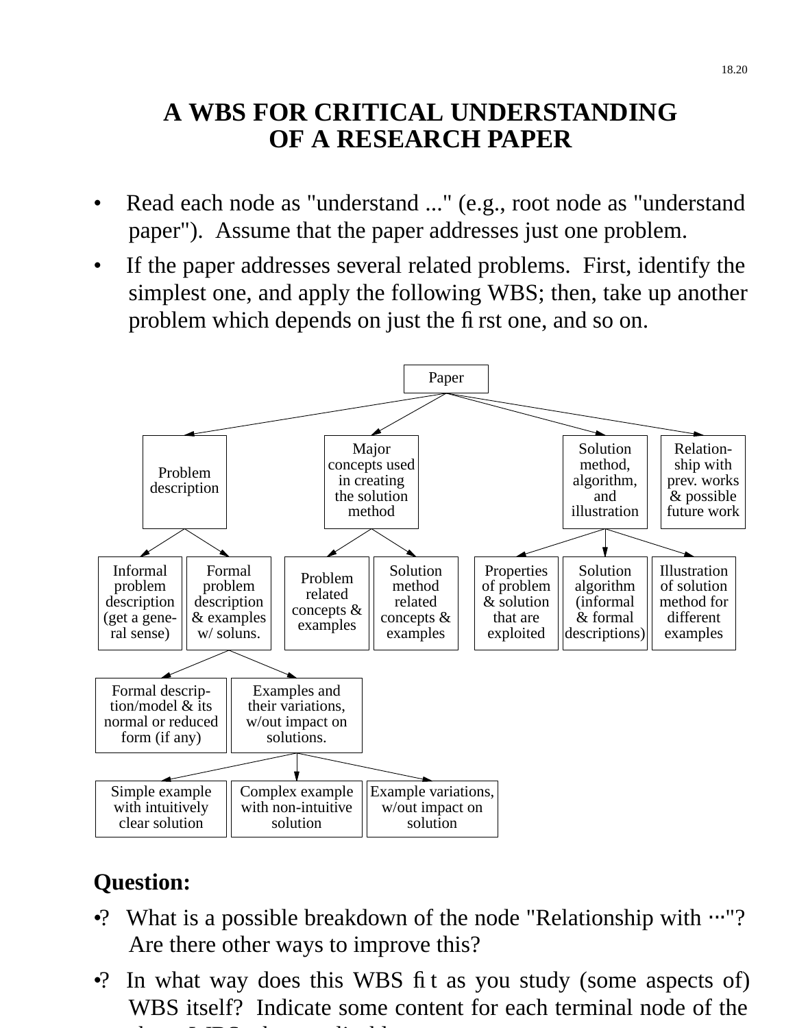# A WBS FOR CRITICAL UNDERSTANDING OF A RESEARCH PAPER

- Read each node as "understand ..." (e.g., root node as "understand paper"). Assume that the paper addresses just one problem.
- If the paper addresses several related problems. First, identify the simplest one, and apply the following WBS; then, take up another problem which depends on just the first one, and so on.

```
Paper
├── Problem description
│   ├── Informal problem description (get a general sense)
│   └── Formal problem description & examples w/ soluns.
│       ├── Formal description/model & its normal or reduced form (if any)
│       └── Examples and their variations, w/out impact on solutions.
│           ├── Simple example with intuitively clear solution
│           ├── Complex example with non-intuitive solution
│           └── Example variations, w/out impact on solution
├── Major concepts used in creating the solution method
│   ├── Problem related concepts & examples
│   └── Solution method related concepts & examples
├── Solution method, algorithm, and illustration
│   ├── Properties of problem & solution that are exploited
│   ├── Solution algorithm (informal & formal descriptions)
│   └── Illustration of solution method for different examples
└── Relationship with prev. works & possible future work
```

**Question:**

- ? What is a possible breakdown of the node "Relationship with ⋯"? Are there other ways to improve this?
- ? In what way does this WBS fit as you study (some aspects of) WBS itself? Indicate some content for each terminal node of the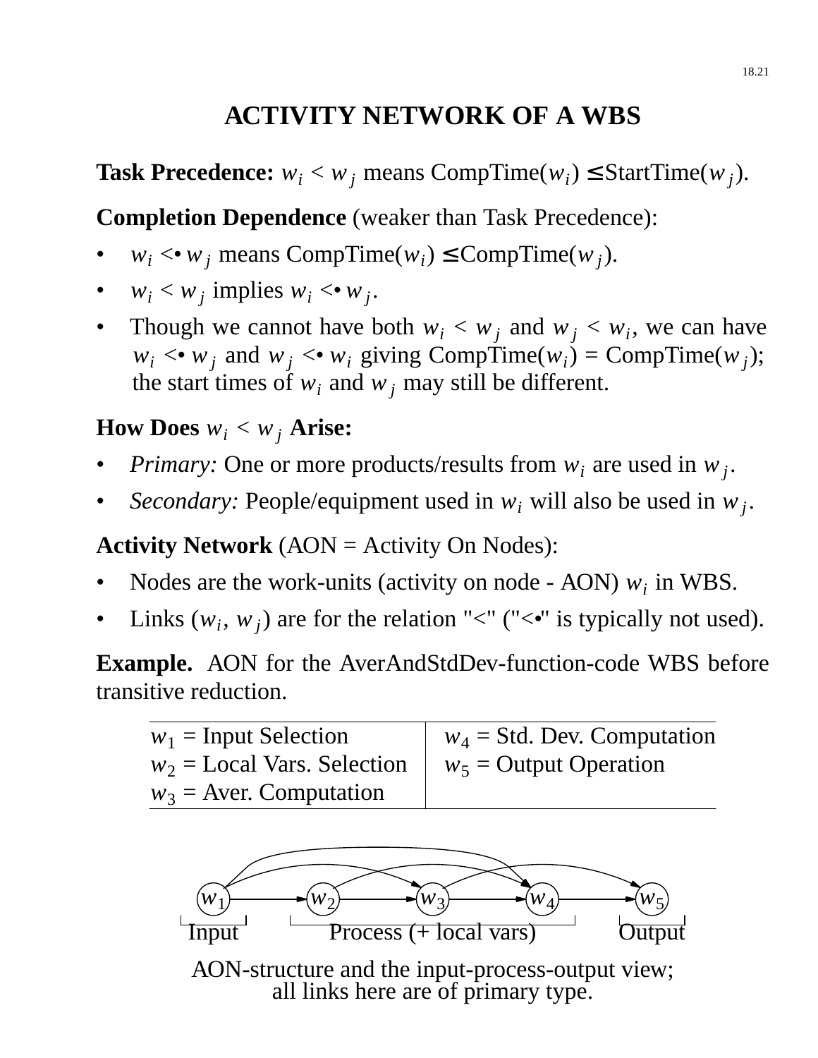# ACTIVITY NETWORK OF A WBS

**Task Precedence:** $w_i < w_j$ means CompTime($w_i$) $\leq$ StartTime($w_j$).

**Completion Dependence** (weaker than Task Precedence):

- $w_i <\bullet\, w_j$ means CompTime($w_i$) $\leq$ CompTime($w_j$).
- $w_i < w_j$ implies $w_i <\bullet\, w_j$.
- Though we cannot have both $w_i < w_j$ and $w_j < w_i$, we can have $w_i <\bullet\, w_j$ and $w_j <\bullet\, w_i$ giving CompTime($w_i$) = CompTime($w_j$); the start times of $w_i$ and $w_j$ may still be different.

**How Does $w_i < w_j$ Arise:**

- *Primary:* One or more products/results from $w_i$ are used in $w_j$.
- *Secondary:* People/equipment used in $w_i$ will also be used in $w_j$.

**Activity Network** (AON = Activity On Nodes):

- Nodes are the work-units (activity on node - AON) $w_i$ in WBS.
- Links ($w_i$, $w_j$) are for the relation "<" ("<•" is typically not used).

**Example.** AON for the AverAndStdDev-function-code WBS before transitive reduction.

| | |
|---|---|
| $w_1$ = Input Selection | $w_4$ = Std. Dev. Computation |
| $w_2$ = Local Vars. Selection | $w_5$ = Output Operation |
| $w_3$ = Aver. Computation | |

$w_1$, $w_2$, $w_3$, $w_4$, $w_5$

Input | Process (+ local vars) | Output

AON-structure and the input-process-output view; all links here are of primary type.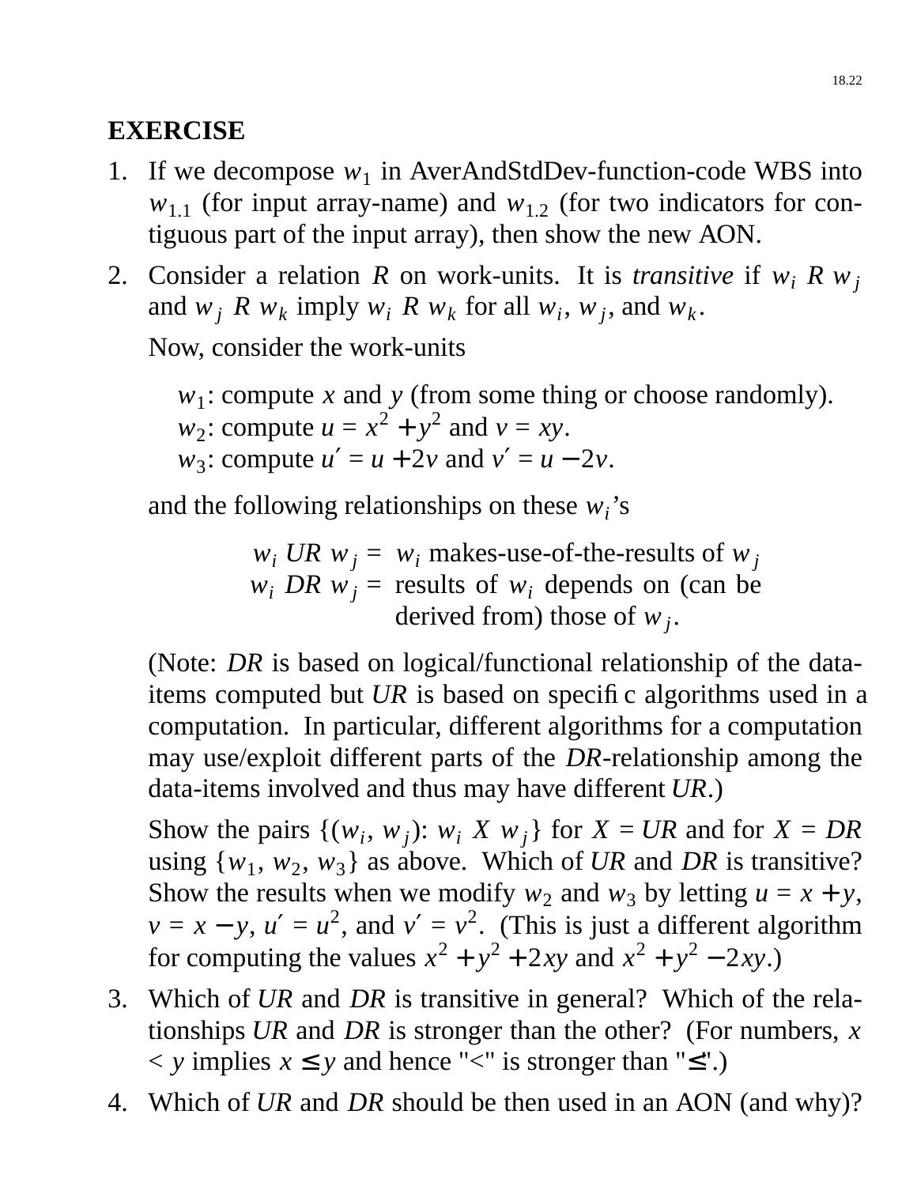## EXERCISE

1. If we decompose $w_1$ in AverAndStdDev-function-code WBS into $w_{1.1}$ (for input array-name) and $w_{1.2}$ (for two indicators for contiguous part of the input array), then show the new AON.

2. Consider a relation $R$ on work-units. It is *transitive* if $w_i \; R \; w_j$ and $w_j \; R \; w_k$ imply $w_i \; R \; w_k$ for all $w_i$, $w_j$, and $w_k$.

   Now, consider the work-units

   $w_1$: compute $x$ and $y$ (from some thing or choose randomly).
   $w_2$: compute $u = x^2 + y^2$ and $v = xy$.
   $w_3$: compute $u' = u + 2v$ and $v' = u - 2v$.

   and the following relationships on these $w_i$'s

   $w_i \; UR \; w_j$ = $w_i$ makes-use-of-the-results of $w_j$
   $w_i \; DR \; w_j$ = results of $w_i$ depends on (can be derived from) those of $w_j$.

   (Note: *DR* is based on logical/functional relationship of the data-items computed but *UR* is based on specific algorithms used in a computation. In particular, different algorithms for a computation may use/exploit different parts of the *DR*-relationship among the data-items involved and thus may have different *UR*.)

   Show the pairs $\{(w_i, w_j): w_i \; X \; w_j\}$ for $X = UR$ and for $X = DR$ using $\{w_1, w_2, w_3\}$ as above. Which of *UR* and *DR* is transitive? Show the results when we modify $w_2$ and $w_3$ by letting $u = x + y$, $v = x - y$, $u' = u^2$, and $v' = v^2$. (This is just a different algorithm for computing the values $x^2 + y^2 + 2xy$ and $x^2 + y^2 - 2xy$.)

3. Which of *UR* and *DR* is transitive in general? Which of the relationships *UR* and *DR* is stronger than the other? (For numbers, $x < y$ implies $x \leq y$ and hence "<" is stronger than "≤".)

4. Which of *UR* and *DR* should be then used in an AON (and why)?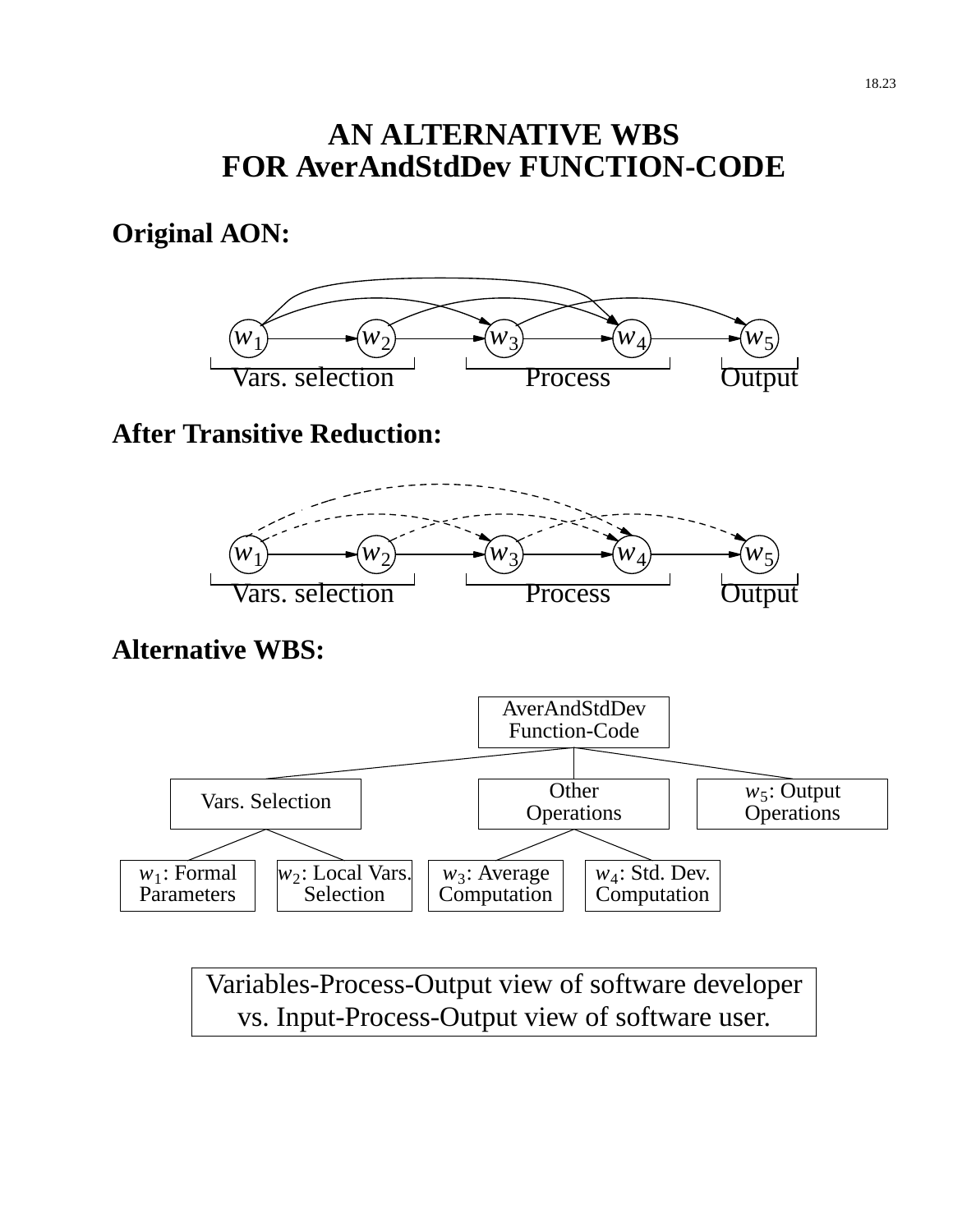# AN ALTERNATIVE WBS FOR AverAndStdDev FUNCTION-CODE

**Original AON:**

$w_1$ → $w_2$ → $w_3$ → $w_4$ → $w_5$

Vars. selection | Process | Output

**After Transitive Reduction:**

$w_1$ → $w_2$ → $w_3$ → $w_4$ → $w_5$

Vars. selection | Process | Output

**Alternative WBS:**

- AverAndStdDev Function-Code
  - Vars. Selection
    - $w_1$: Formal Parameters
    - $w_2$: Local Vars. Selection
  - Other Operations
    - $w_3$: Average Computation
    - $w_4$: Std. Dev. Computation
  - $w_5$: Output Operations

Variables-Process-Output view of software developer vs. Input-Process-Output view of software user.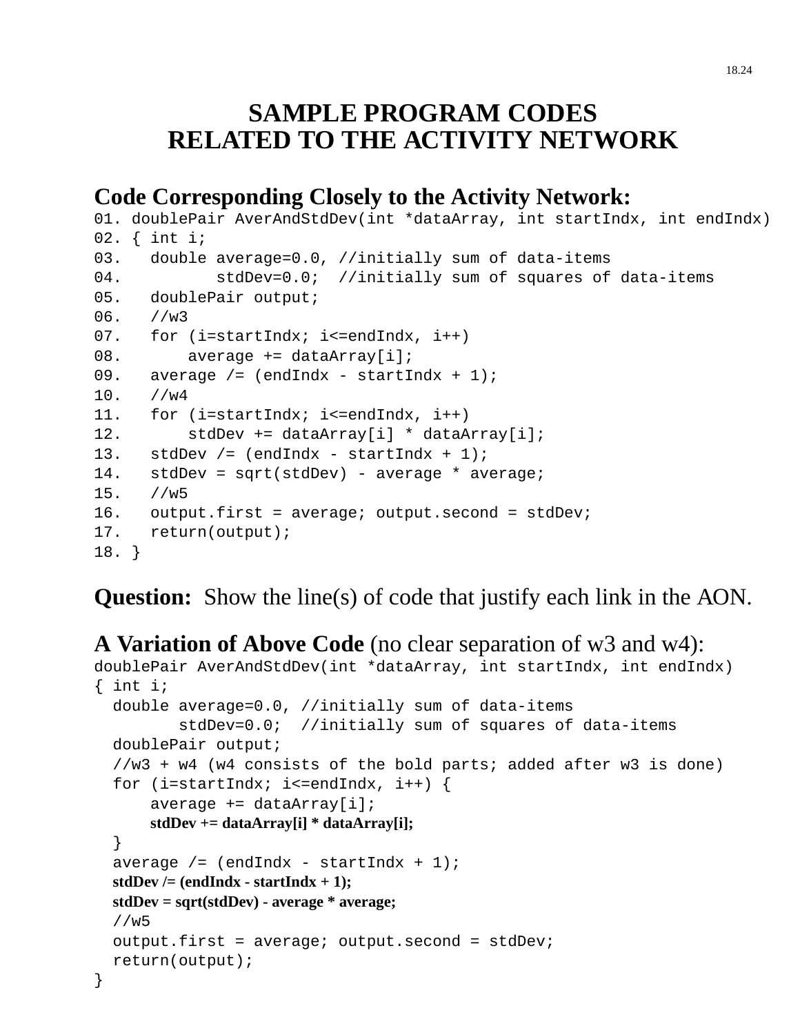# SAMPLE PROGRAM CODES RELATED TO THE ACTIVITY NETWORK

## Code Corresponding Closely to the Activity Network:

```
01. doublePair AverAndStdDev(int *dataArray, int startIndx, int endIndx)
02. { int i;
03.   double average=0.0, //initially sum of data-items
04.          stdDev=0.0;  //initially sum of squares of data-items
05.   doublePair output;
06.   //w3
07.   for (i=startIndx; i<=endIndx, i++)
08.       average += dataArray[i];
09.   average /= (endIndx - startIndx + 1);
10.   //w4
11.   for (i=startIndx; i<=endIndx, i++)
12.       stdDev += dataArray[i] * dataArray[i];
13.   stdDev /= (endIndx - startIndx + 1);
14.   stdDev = sqrt(stdDev) - average * average;
15.   //w5
16.   output.first = average; output.second = stdDev;
17.   return(output);
18. }
```

**Question:** Show the line(s) of code that justify each link in the AON.

**A Variation of Above Code** (no clear separation of w3 and w4):

```
doublePair AverAndStdDev(int *dataArray, int startIndx, int endIndx)
{ int i;
  double average=0.0, //initially sum of data-items
         stdDev=0.0;  //initially sum of squares of data-items
  doublePair output;
  //w3 + w4 (w4 consists of the bold parts; added after w3 is done)
  for (i=startIndx; i<=endIndx, i++) {
      average += dataArray[i];
      stdDev += dataArray[i] * dataArray[i];
  }
  average /= (endIndx - startIndx + 1);
  stdDev /= (endIndx - startIndx + 1);
  stdDev = sqrt(stdDev) - average * average;
  //w5
  output.first = average; output.second = stdDev;
  return(output);
}
```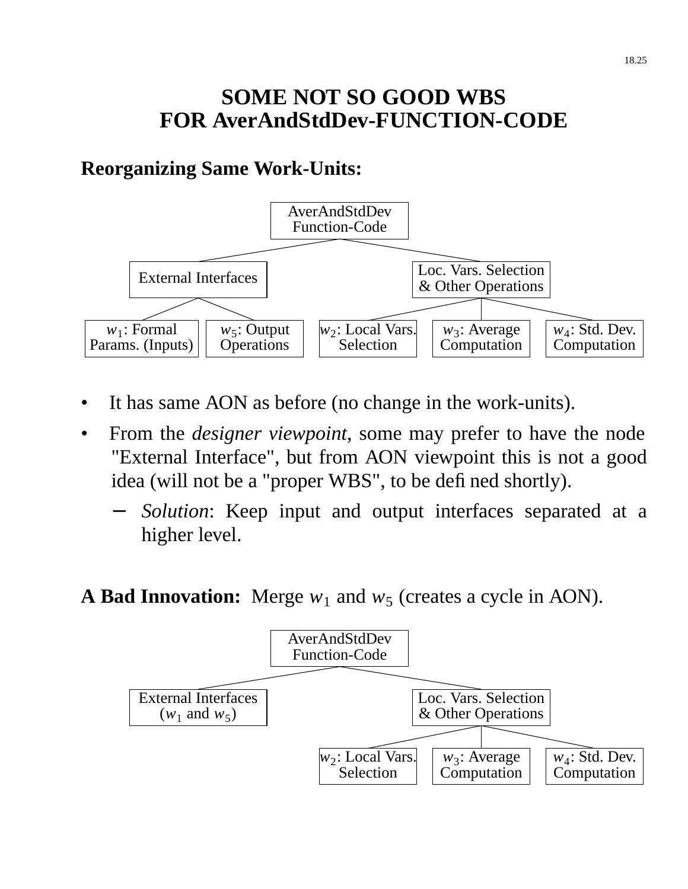# SOME NOT SO GOOD WBS FOR AverAndStdDev-FUNCTION-CODE

**Reorganizing Same Work-Units:**

```
                          AverAndStdDev
                          Function-Code
                 /                              \
      External Interfaces               Loc. Vars. Selection
                                        & Other Operations
       /            \                  /         |          \
w1: Formal      w5: Output    w2: Local Vars.  w3: Average   w4: Std. Dev.
Params. (Inputs) Operations   Selection        Computation   Computation
```

- It has same AON as before (no change in the work-units).
- From the *designer viewpoint*, some may prefer to have the node "External Interface", but from AON viewpoint this is not a good idea (will not be a "proper WBS", to be defined shortly).
  - *Solution*: Keep input and output interfaces separated at a higher level.

**A Bad Innovation:** Merge $w_1$ and $w_5$ (creates a cycle in AON).

```
                          AverAndStdDev
                          Function-Code
                 /                              \
      External Interfaces               Loc. Vars. Selection
        (w1 and w5)                     & Other Operations
                                       /         |          \
                              w2: Local Vars.  w3: Average   w4: Std. Dev.
                              Selection        Computation   Computation
```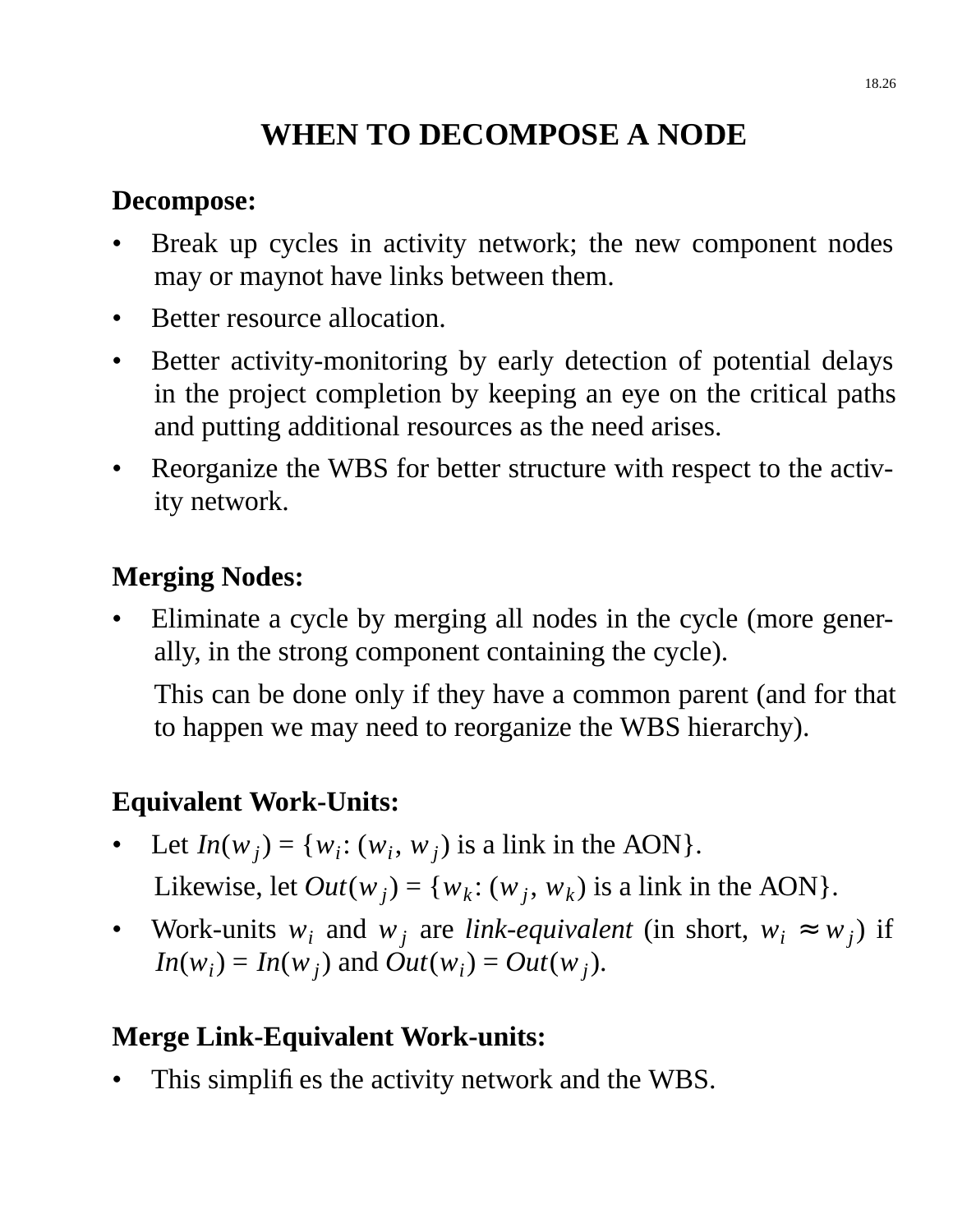# WHEN TO DECOMPOSE A NODE

**Decompose:**

- Break up cycles in activity network; the new component nodes may or maynot have links between them.
- Better resource allocation.
- Better activity-monitoring by early detection of potential delays in the project completion by keeping an eye on the critical paths and putting additional resources as the need arises.
- Reorganize the WBS for better structure with respect to the activity network.

**Merging Nodes:**

- Eliminate a cycle by merging all nodes in the cycle (more generally, in the strong component containing the cycle).

  This can be done only if they have a common parent (and for that to happen we may need to reorganize the WBS hierarchy).

**Equivalent Work-Units:**

- Let $In(w_j) = \{w_i: (w_i, w_j)$ is a link in the AON$\}$.

  Likewise, let $Out(w_j) = \{w_k: (w_j, w_k)$ is a link in the AON$\}$.
- Work-units $w_i$ and $w_j$ are *link-equivalent* (in short, $w_i \approx w_j$) if $In(w_i) = In(w_j)$ and $Out(w_i) = Out(w_j)$.

**Merge Link-Equivalent Work-units:**

- This simplifies the activity network and the WBS.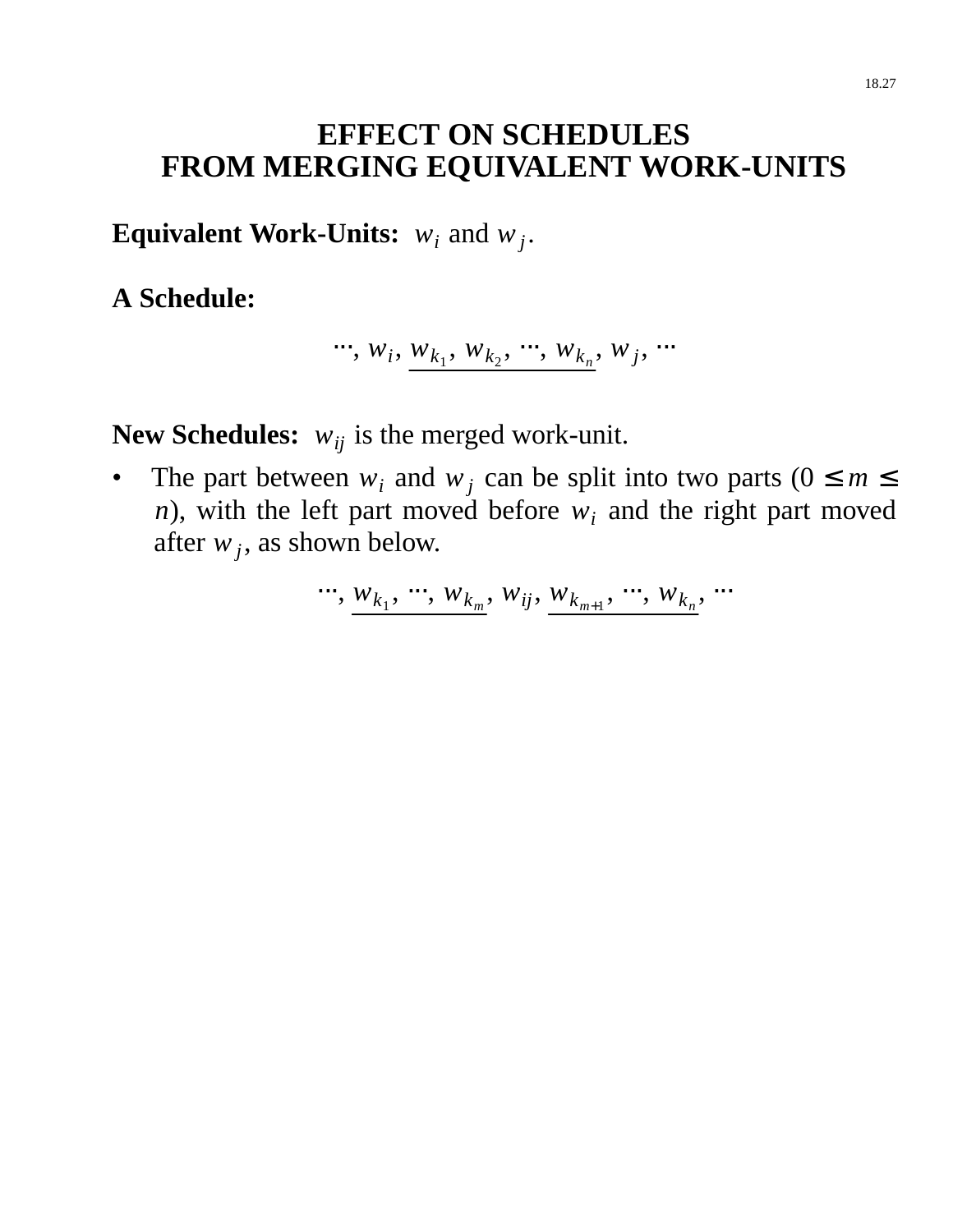# EFFECT ON SCHEDULES FROM MERGING EQUIVALENT WORK-UNITS

**Equivalent Work-Units:** $w_i$ and $w_j$.

**A Schedule:**

$$\cdots, w_i, \underline{w_{k_1}, w_{k_2}, \cdots, w_{k_n}}, w_j, \cdots$$

**New Schedules:** $w_{ij}$ is the merged work-unit.

- The part between $w_i$ and $w_j$ can be split into two parts ($0 \leq m \leq n$), with the left part moved before $w_i$ and the right part moved after $w_j$, as shown below.

$$\cdots, \underline{w_{k_1}, \cdots, w_{k_m}}, w_{ij}, \underline{w_{k_{m+1}}, \cdots, w_{k_n}}, \cdots$$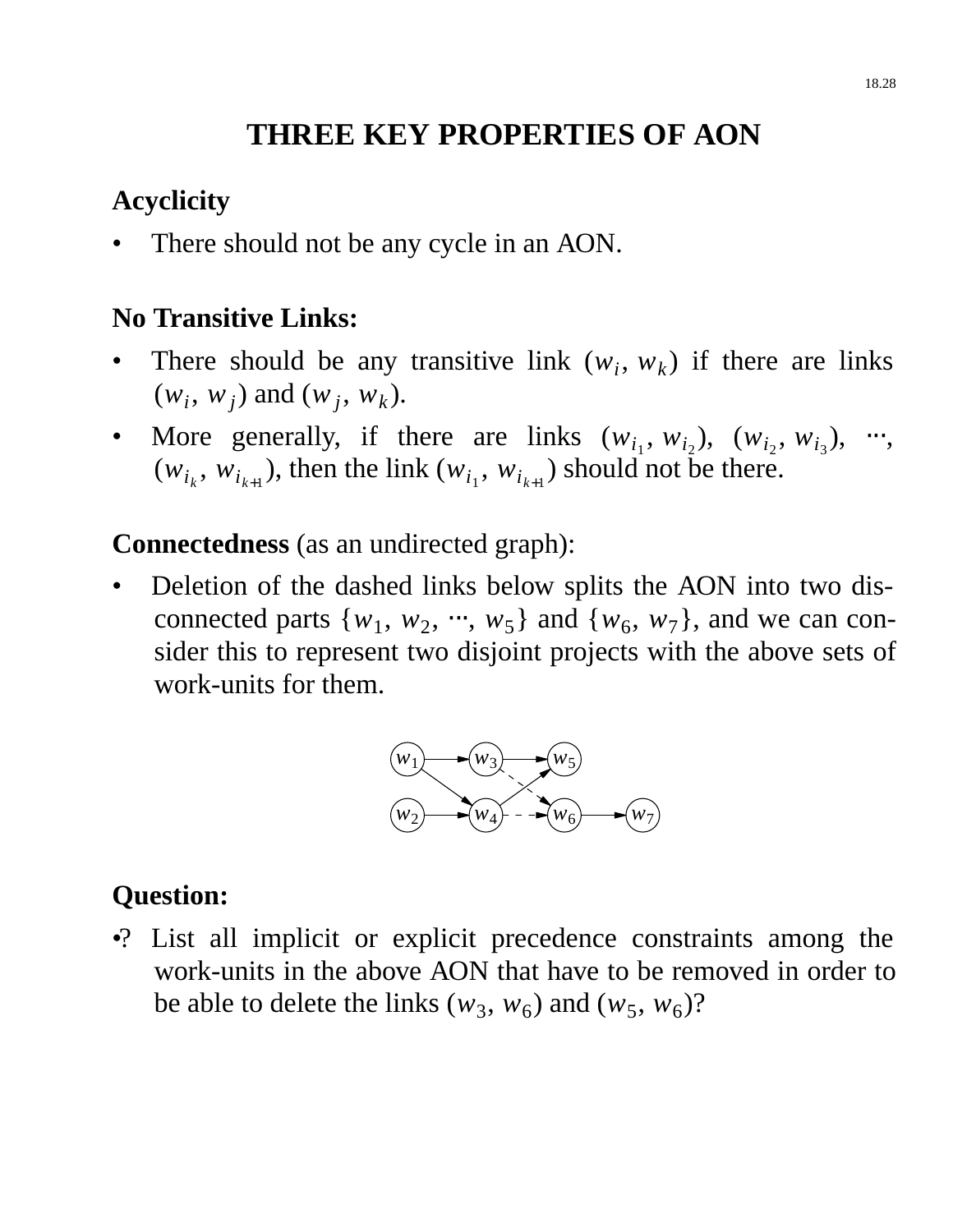# THREE KEY PROPERTIES OF AON

**Acyclicity**

- There should not be any cycle in an AON.

**No Transitive Links:**

- There should be any transitive link $(w_i, w_k)$ if there are links $(w_i, w_j)$ and $(w_j, w_k)$.
- More generally, if there are links $(w_{i_1}, w_{i_2})$, $(w_{i_2}, w_{i_3})$, $\cdots$, $(w_{i_k}, w_{i_{k+1}})$, then the link $(w_{i_1}, w_{i_{k+1}})$ should not be there.

**Connectedness** (as an undirected graph):

- Deletion of the dashed links below splits the AON into two disconnected parts $\{w_1, w_2, \cdots, w_5\}$ and $\{w_6, w_7\}$, and we can consider this to represent two disjoint projects with the above sets of work-units for them.

**Question:**

- ? List all implicit or explicit precedence constraints among the work-units in the above AON that have to be removed in order to be able to delete the links $(w_3, w_6)$ and $(w_5, w_6)$?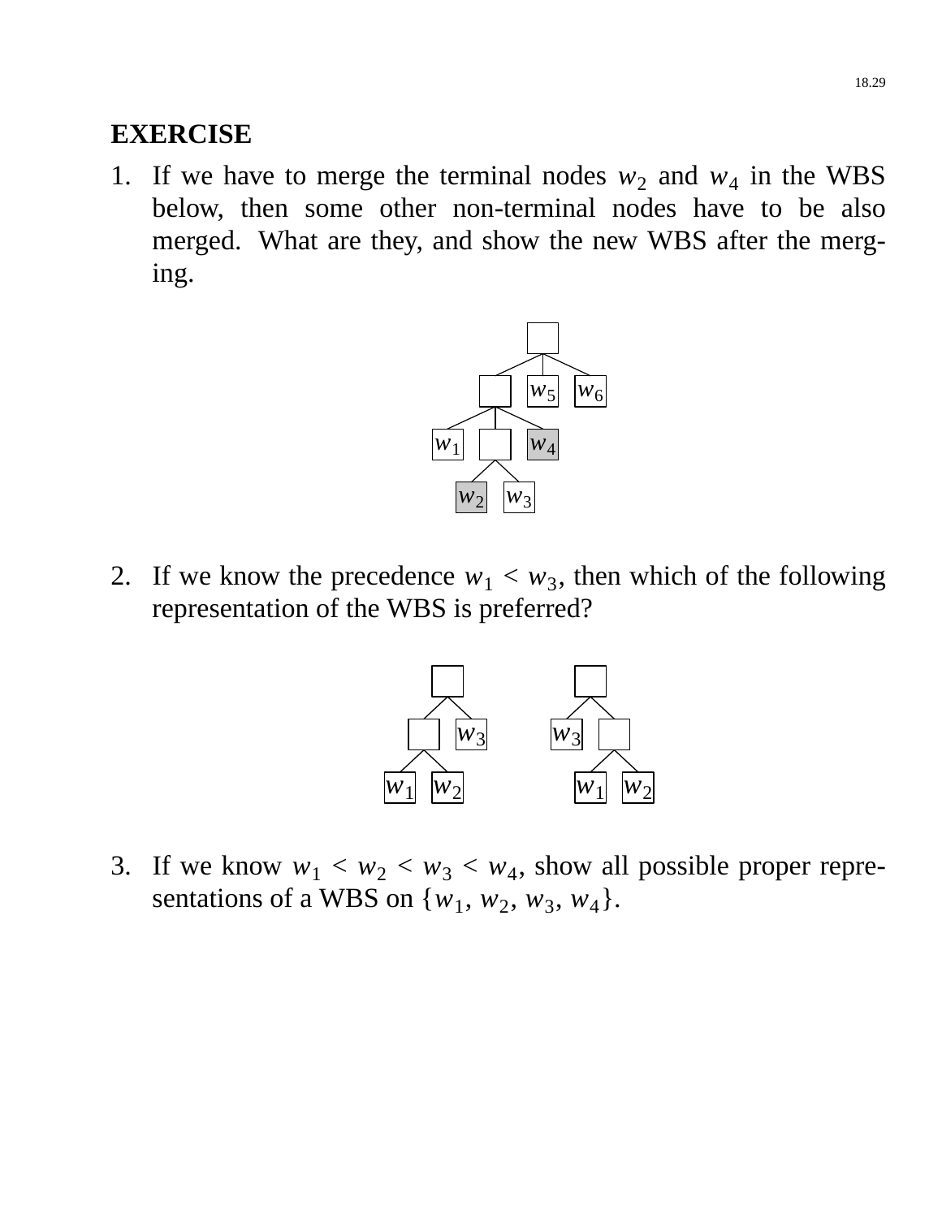**EXERCISE**

1. If we have to merge the terminal nodes $w_2$ and $w_4$ in the WBS below, then some other non-terminal nodes have to be also merged. What are they, and show the new WBS after the merging.

2. If we know the precedence $w_1 < w_3$, then which of the following representation of the WBS is preferred?

3. If we know $w_1 < w_2 < w_3 < w_4$, show all possible proper representations of a WBS on $\{w_1, w_2, w_3, w_4\}$.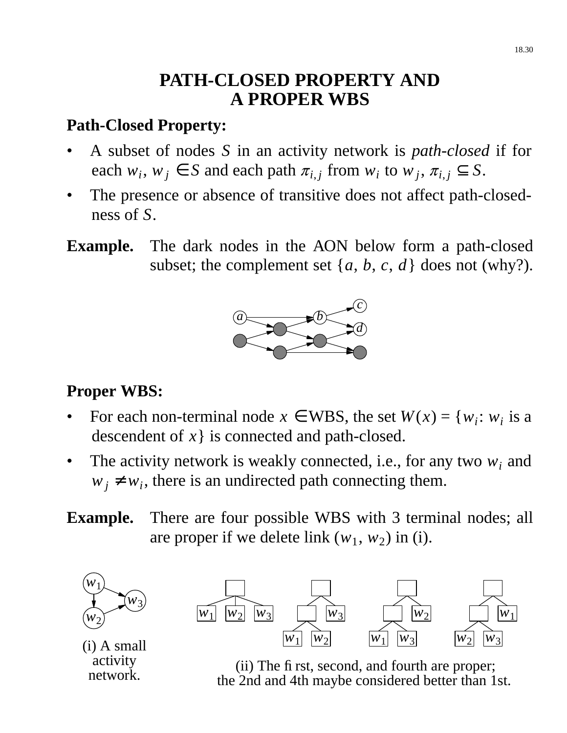# PATH-CLOSED PROPERTY AND A PROPER WBS

**Path-Closed Property:**

- A subset of nodes $S$ in an activity network is *path-closed* if for each $w_i$, $w_j \in S$ and each path $\pi_{i,j}$ from $w_i$ to $w_j$, $\pi_{i,j} \subseteq S$.
- The presence or absence of transitive does not affect path-closed-ness of $S$.

**Example.** The dark nodes in the AON below form a path-closed subset; the complement set $\{a, b, c, d\}$ does not (why?).

**Proper WBS:**

- For each non-terminal node $x \in$ WBS, the set $W(x) = \{w_i$: $w_i$ is a descendent of $x\}$ is connected and path-closed.
- The activity network is weakly connected, i.e., for any two $w_i$ and $w_j \neq w_i$, there is an undirected path connecting them.

**Example.** There are four possible WBS with 3 terminal nodes; all are proper if we delete link $(w_1, w_2)$ in (i).

(i) A small activity network.

(ii) The first, second, and fourth are proper; the 2nd and 4th maybe considered better than 1st.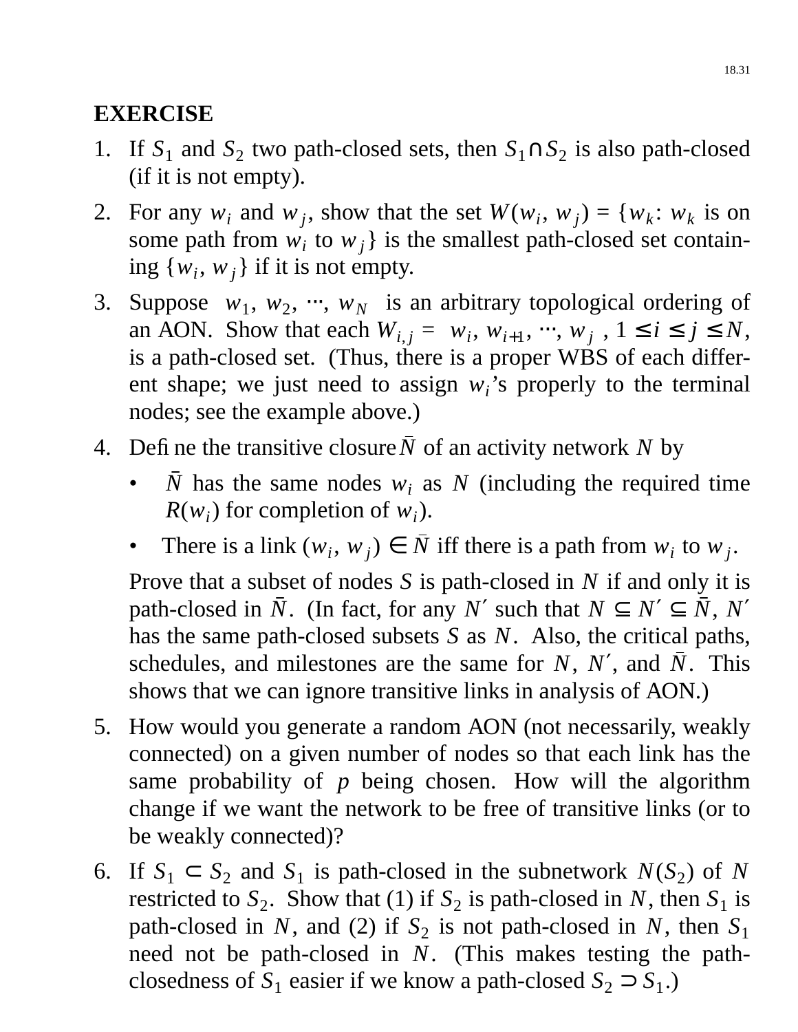**EXERCISE**

1. If $S_1$ and $S_2$ two path-closed sets, then $S_1 \cap S_2$ is also path-closed (if it is not empty).

2. For any $w_i$ and $w_j$, show that the set $W(w_i, w_j) = \{w_k: w_k$ is on some path from $w_i$ to $w_j\}$ is the smallest path-closed set containing $\{w_i, w_j\}$ if it is not empty.

3. Suppose $\langle w_1, w_2, \cdots, w_N \rangle$ is an arbitrary topological ordering of an AON. Show that each $W_{i,j} = \langle w_i, w_{i+1}, \cdots, w_j \rangle$, $1 \le i \le j \le N$, is a path-closed set. (Thus, there is a proper WBS of each different shape; we just need to assign $w_i$'s properly to the terminal nodes; see the example above.)

4. Define the transitive closure $\bar{N}$ of an activity network $N$ by

   - $\bar{N}$ has the same nodes $w_i$ as $N$ (including the required time $R(w_i)$ for completion of $w_i$).
   - There is a link $(w_i, w_j) \in \bar{N}$ iff there is a path from $w_i$ to $w_j$.

   Prove that a subset of nodes $S$ is path-closed in $N$ if and only it is path-closed in $\bar{N}$. (In fact, for any $N'$ such that $N \subseteq N' \subseteq \bar{N}$, $N'$ has the same path-closed subsets $S$ as $N$. Also, the critical paths, schedules, and milestones are the same for $N$, $N'$, and $\bar{N}$. This shows that we can ignore transitive links in analysis of AON.)

5. How would you generate a random AON (not necessarily, weakly connected) on a given number of nodes so that each link has the same probability of $p$ being chosen. How will the algorithm change if we want the network to be free of transitive links (or to be weakly connected)?

6. If $S_1 \subset S_2$ and $S_1$ is path-closed in the subnetwork $N(S_2)$ of $N$ restricted to $S_2$. Show that (1) if $S_2$ is path-closed in $N$, then $S_1$ is path-closed in $N$, and (2) if $S_2$ is not path-closed in $N$, then $S_1$ need not be path-closed in $N$. (This makes testing the path-closedness of $S_1$ easier if we know a path-closed $S_2 \supset S_1$.)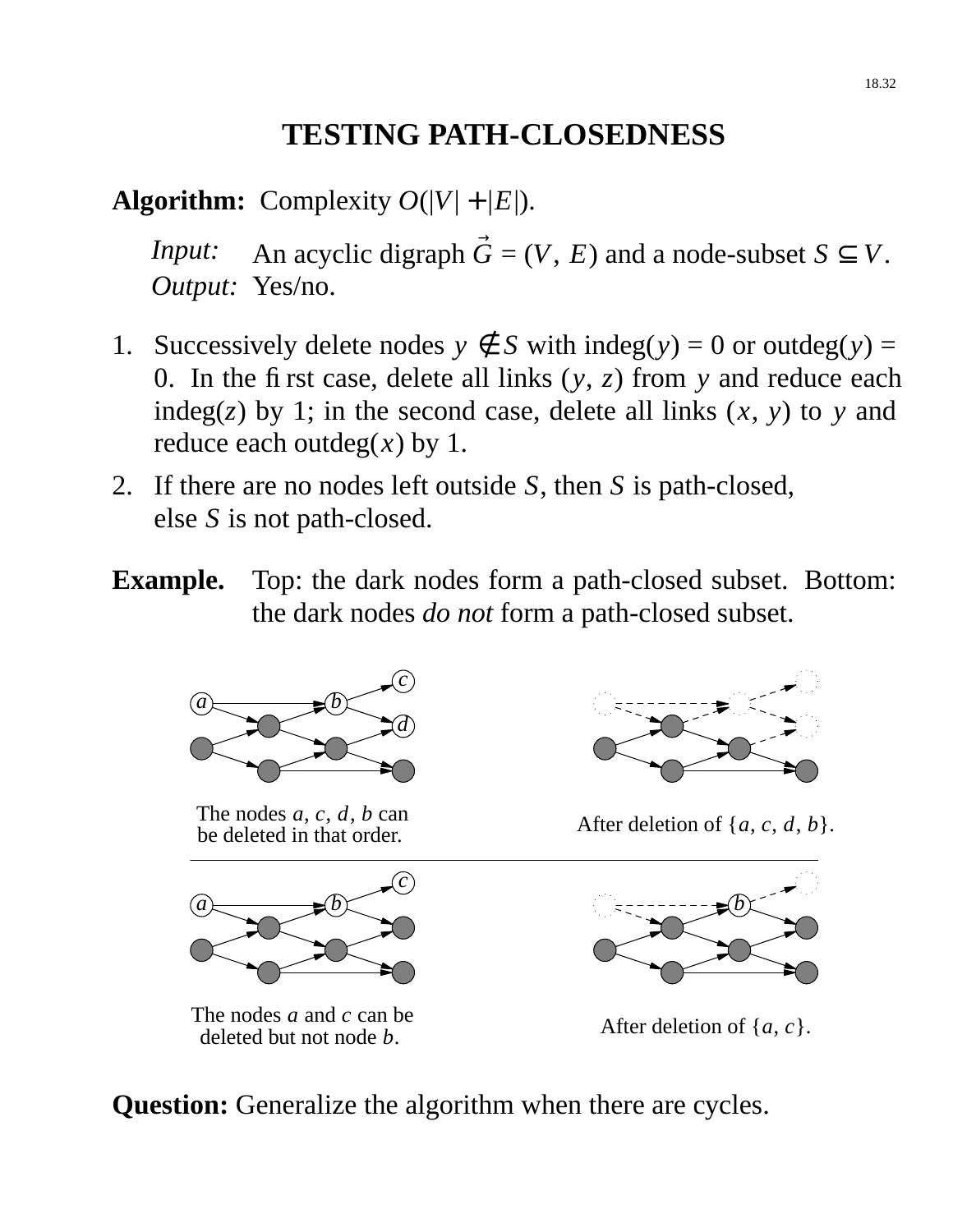# TESTING PATH-CLOSEDNESS

**Algorithm:** Complexity $O(|V| + |E|)$.

*Input:* An acyclic digraph $\vec{G} = (V, E)$ and a node-subset $S \subseteq V$.
*Output:* Yes/no.

1. Successively delete nodes $y \notin S$ with indeg$(y) = 0$ or outdeg$(y) = 0$. In the first case, delete all links $(y, z)$ from $y$ and reduce each indeg$(z)$ by 1; in the second case, delete all links $(x, y)$ to $y$ and reduce each outdeg$(x)$ by 1.
2. If there are no nodes left outside $S$, then $S$ is path-closed, else $S$ is not path-closed.

**Example.** Top: the dark nodes form a path-closed subset. Bottom: the dark nodes *do not* form a path-closed subset.

The nodes $a$, $c$, $d$, $b$ can be deleted in that order.

After deletion of $\{a, c, d, b\}$.

The nodes $a$ and $c$ can be deleted but not node $b$.

After deletion of $\{a, c\}$.

**Question:** Generalize the algorithm when there are cycles.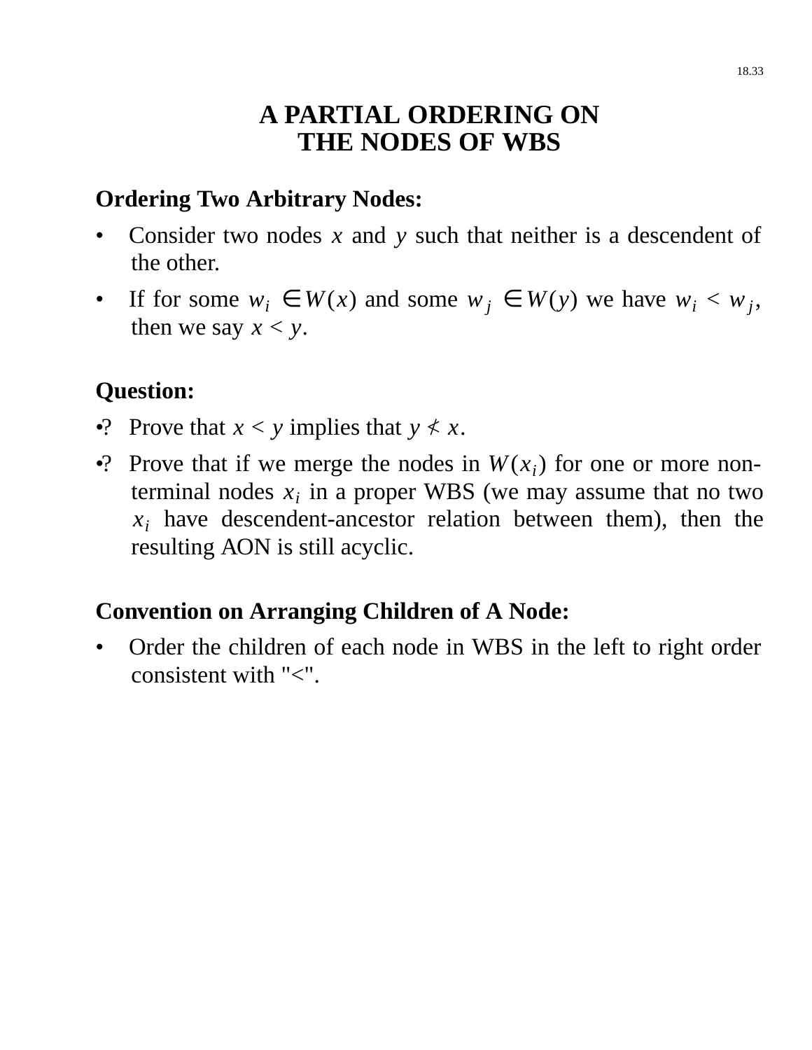# A PARTIAL ORDERING ON THE NODES OF WBS

**Ordering Two Arbitrary Nodes:**

- Consider two nodes $x$ and $y$ such that neither is a descendent of the other.
- If for some $w_i \in W(x)$ and some $w_j \in W(y)$ we have $w_i < w_j$, then we say $x < y$.

**Question:**

•? Prove that $x < y$ implies that $y \not< x$.

•? Prove that if we merge the nodes in $W(x_i)$ for one or more non-terminal nodes $x_i$ in a proper WBS (we may assume that no two $x_i$ have descendent-ancestor relation between them), then the resulting AON is still acyclic.

**Convention on Arranging Children of A Node:**

- Order the children of each node in WBS in the left to right order consistent with "<".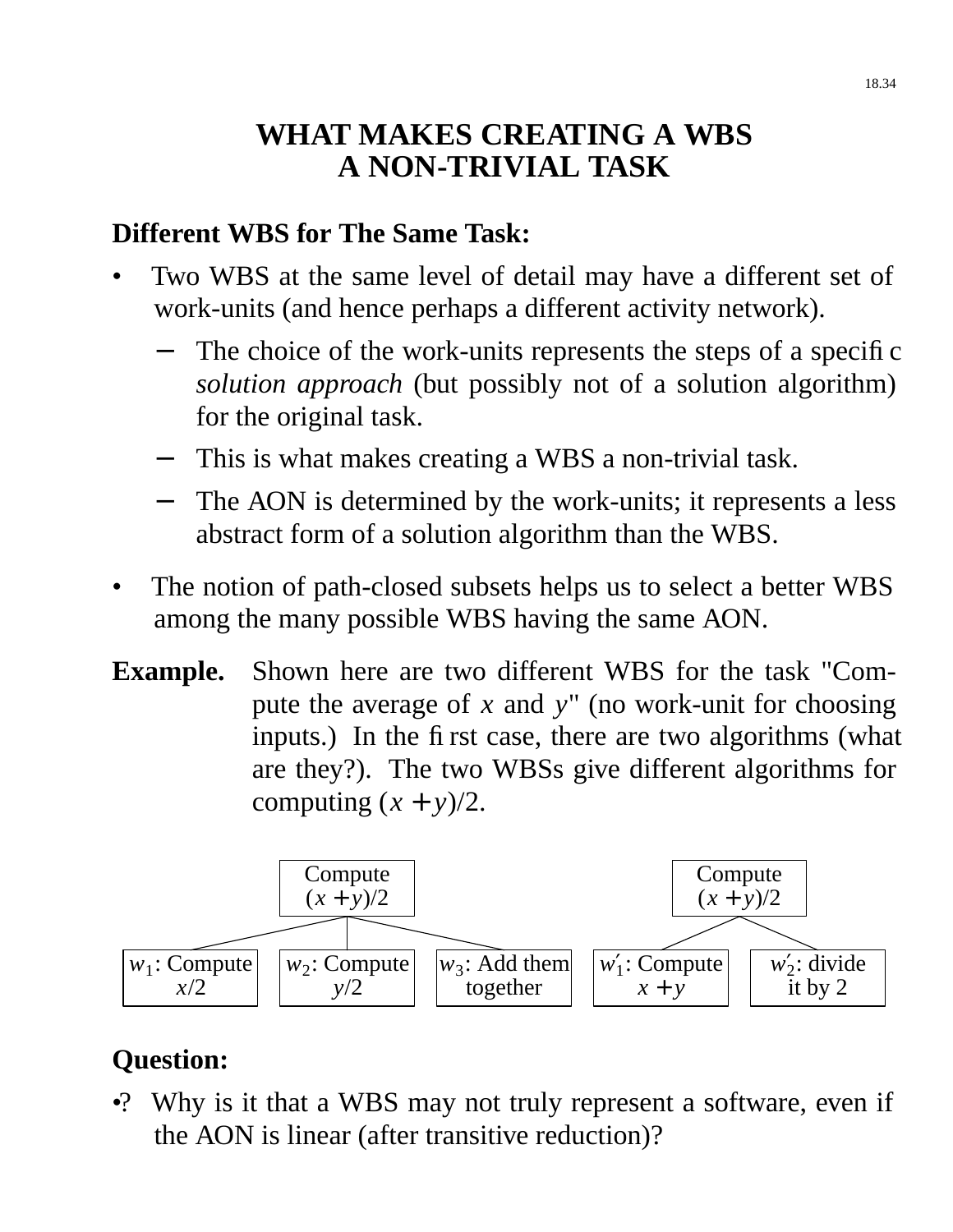# WHAT MAKES CREATING A WBS A NON-TRIVIAL TASK

**Different WBS for The Same Task:**

- Two WBS at the same level of detail may have a different set of work-units (and hence perhaps a different activity network).
  - The choice of the work-units represents the steps of a specific *solution approach* (but possibly not of a solution algorithm) for the original task.
  - This is what makes creating a WBS a non-trivial task.
  - The AON is determined by the work-units; it represents a less abstract form of a solution algorithm than the WBS.
- The notion of path-closed subsets helps us to select a better WBS among the many possible WBS having the same AON.

**Example.** Shown here are two different WBS for the task "Compute the average of $x$ and $y$" (no work-unit for choosing inputs.) In the first case, there are two algorithms (what are they?). The two WBSs give different algorithms for computing $(x + y)/2$.

First WBS: Compute $(x + y)/2$

- $w_1$: Compute $x/2$
- $w_2$: Compute $y/2$
- $w_3$: Add them together

Second WBS: Compute $(x + y)/2$

- $w'_1$: Compute $x + y$
- $w'_2$: divide it by 2

**Question:**

•? Why is it that a WBS may not truly represent a software, even if the AON is linear (after transitive reduction)?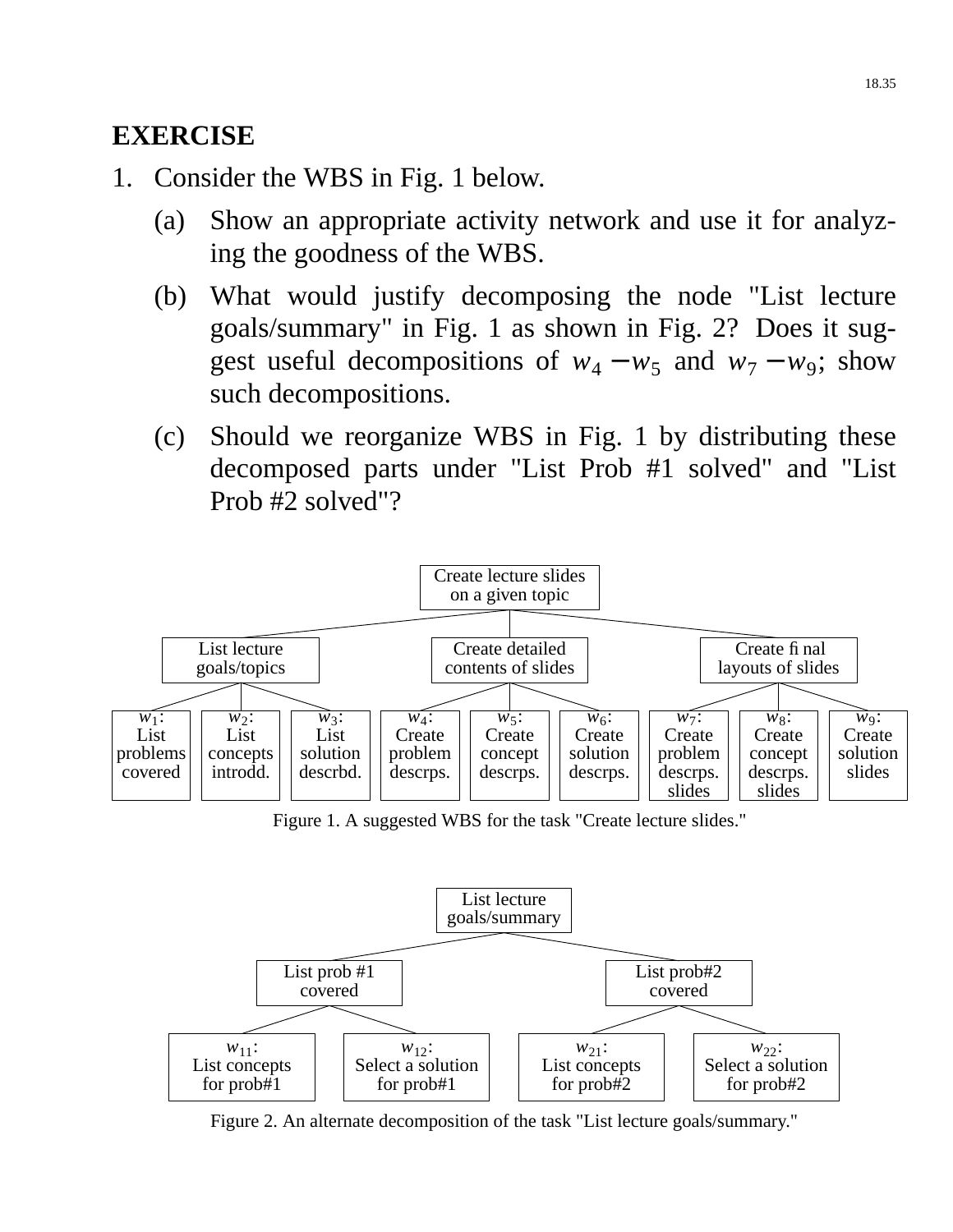## EXERCISE

1. Consider the WBS in Fig. 1 below.

   (a) Show an appropriate activity network and use it for analyzing the goodness of the WBS.

   (b) What would justify decomposing the node "List lecture goals/summary" in Fig. 1 as shown in Fig. 2? Does it suggest useful decompositions of $w_4 - w_5$ and $w_7 - w_9$; show such decompositions.

   (c) Should we reorganize WBS in Fig. 1 by distributing these decomposed parts under "List Prob #1 solved" and "List Prob #2 solved"?

- Create lecture slides on a given topic
  - List lecture goals/topics
    - $w_1$: List problems covered
    - $w_2$: List concepts introdd.
    - $w_3$: List solution descrbd.
  - Create detailed contents of slides
    - $w_4$: Create problem descrps.
    - $w_5$: Create concept descrps.
    - $w_6$: Create solution descrps.
  - Create final layouts of slides
    - $w_7$: Create problem descrps. slides
    - $w_8$: Create concept descrps. slides
    - $w_9$: Create solution slides

Figure 1. A suggested WBS for the task "Create lecture slides."

- List lecture goals/summary
  - List prob #1 covered
    - $w_{11}$: List concepts for prob#1
    - $w_{12}$: Select a solution for prob#1
  - List prob#2 covered
    - $w_{21}$: List concepts for prob#2
    - $w_{22}$: Select a solution for prob#2

Figure 2. An alternate decomposition of the task "List lecture goals/summary."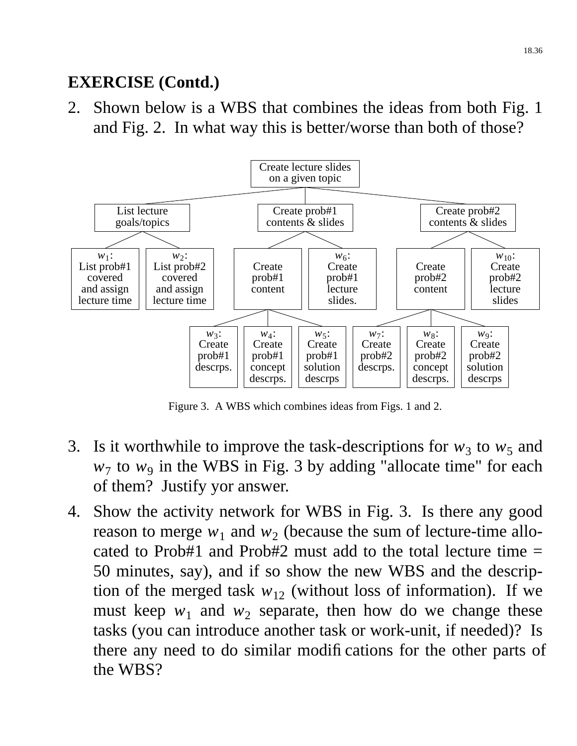**EXERCISE (Contd.)**

2. Shown below is a WBS that combines the ideas from both Fig. 1 and Fig. 2. In what way this is better/worse than both of those?

- Create lecture slides on a given topic
  - List lecture goals/topics
    - $w_1$: List prob#1 covered and assign lecture time
    - $w_2$: List prob#2 covered and assign lecture time
  - Create prob#1 contents & slides
    - Create prob#1 content
      - $w_3$: Create prob#1 descrps.
      - $w_4$: Create prob#1 concept descrps.
      - $w_5$: Create prob#1 solution descrps
    - $w_6$: Create prob#1 lecture slides.
  - Create prob#2 contents & slides
    - Create prob#2 content
      - $w_7$: Create prob#2 descrps.
      - $w_8$: Create prob#2 concept descrps.
      - $w_9$: Create prob#2 solution descrps
    - $w_{10}$: Create prob#2 lecture slides

Figure 3. A WBS which combines ideas from Figs. 1 and 2.

3. Is it worthwhile to improve the task-descriptions for $w_3$ to $w_5$ and $w_7$ to $w_9$ in the WBS in Fig. 3 by adding "allocate time" for each of them? Justify yor answer.

4. Show the activity network for WBS in Fig. 3. Is there any good reason to merge $w_1$ and $w_2$ (because the sum of lecture-time allocated to Prob#1 and Prob#2 must add to the total lecture time = 50 minutes, say), and if so show the new WBS and the description of the merged task $w_{12}$ (without loss of information). If we must keep $w_1$ and $w_2$ separate, then how do we change these tasks (you can introduce another task or work-unit, if needed)? Is there any need to do similar modifications for the other parts of the WBS?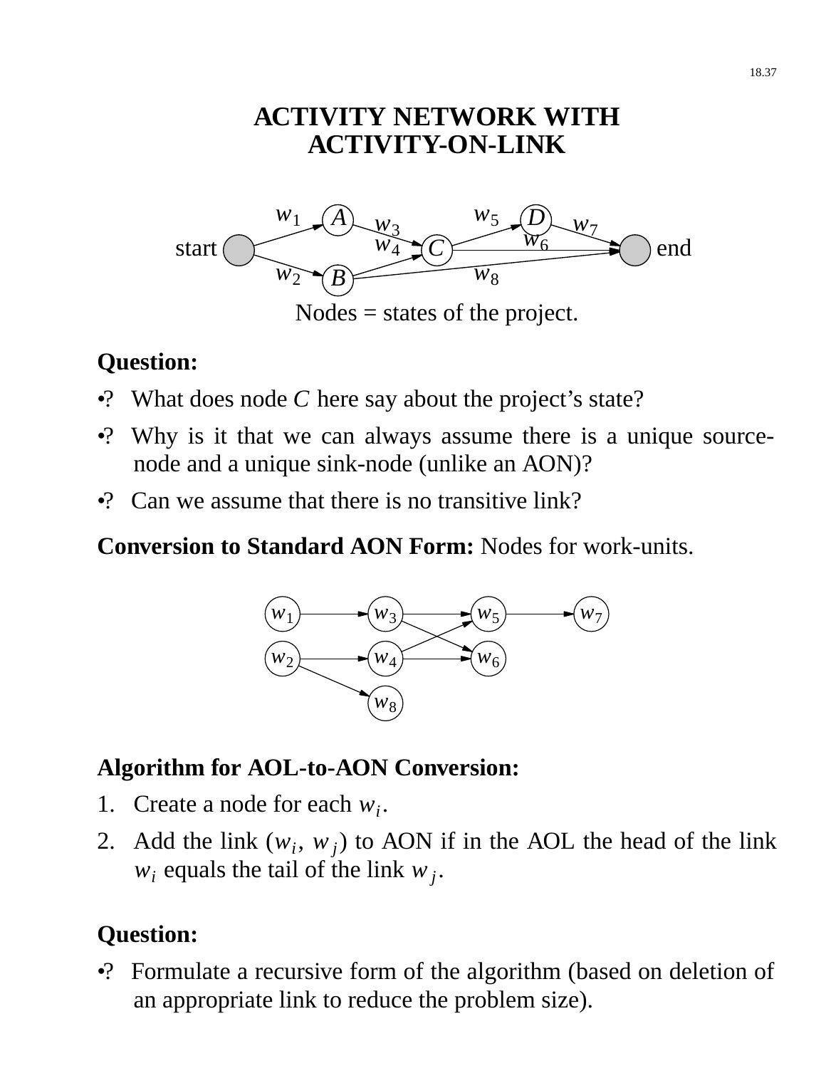# ACTIVITY NETWORK WITH ACTIVITY-ON-LINK

Nodes = states of the project.

**Question:**

- ? What does node $C$ here say about the project's state?
- ? Why is it that we can always assume there is a unique source-node and a unique sink-node (unlike an AON)?
- ? Can we assume that there is no transitive link?

**Conversion to Standard AON Form:** Nodes for work-units.

**Algorithm for AOL-to-AON Conversion:**

1. Create a node for each $w_i$.
2. Add the link $(w_i, w_j)$ to AON if in the AOL the head of the link $w_i$ equals the tail of the link $w_j$.

**Question:**

- ? Formulate a recursive form of the algorithm (based on deletion of an appropriate link to reduce the problem size).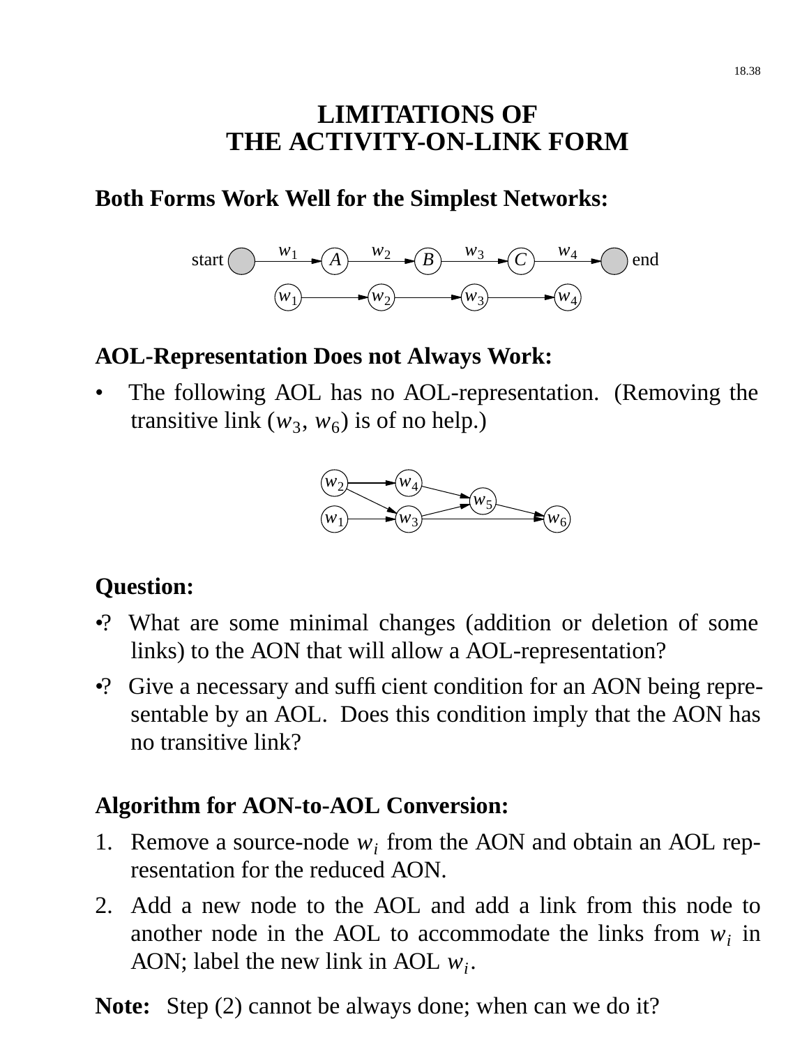# LIMITATIONS OF THE ACTIVITY-ON-LINK FORM

## Both Forms Work Well for the Simplest Networks:

## AOL-Representation Does not Always Work:

- The following AOL has no AOL-representation. (Removing the transitive link ($w_3$, $w_6$) is of no help.)

## Question:

- ? What are some minimal changes (addition or deletion of some links) to the AON that will allow a AOL-representation?
- ? Give a necessary and sufficient condition for an AON being representable by an AOL. Does this condition imply that the AON has no transitive link?

## Algorithm for AON-to-AOL Conversion:

1. Remove a source-node $w_i$ from the AON and obtain an AOL representation for the reduced AON.
2. Add a new node to the AOL and add a link from this node to another node in the AOL to accommodate the links from $w_i$ in AON; label the new link in AOL $w_i$.

**Note:** Step (2) cannot be always done; when can we do it?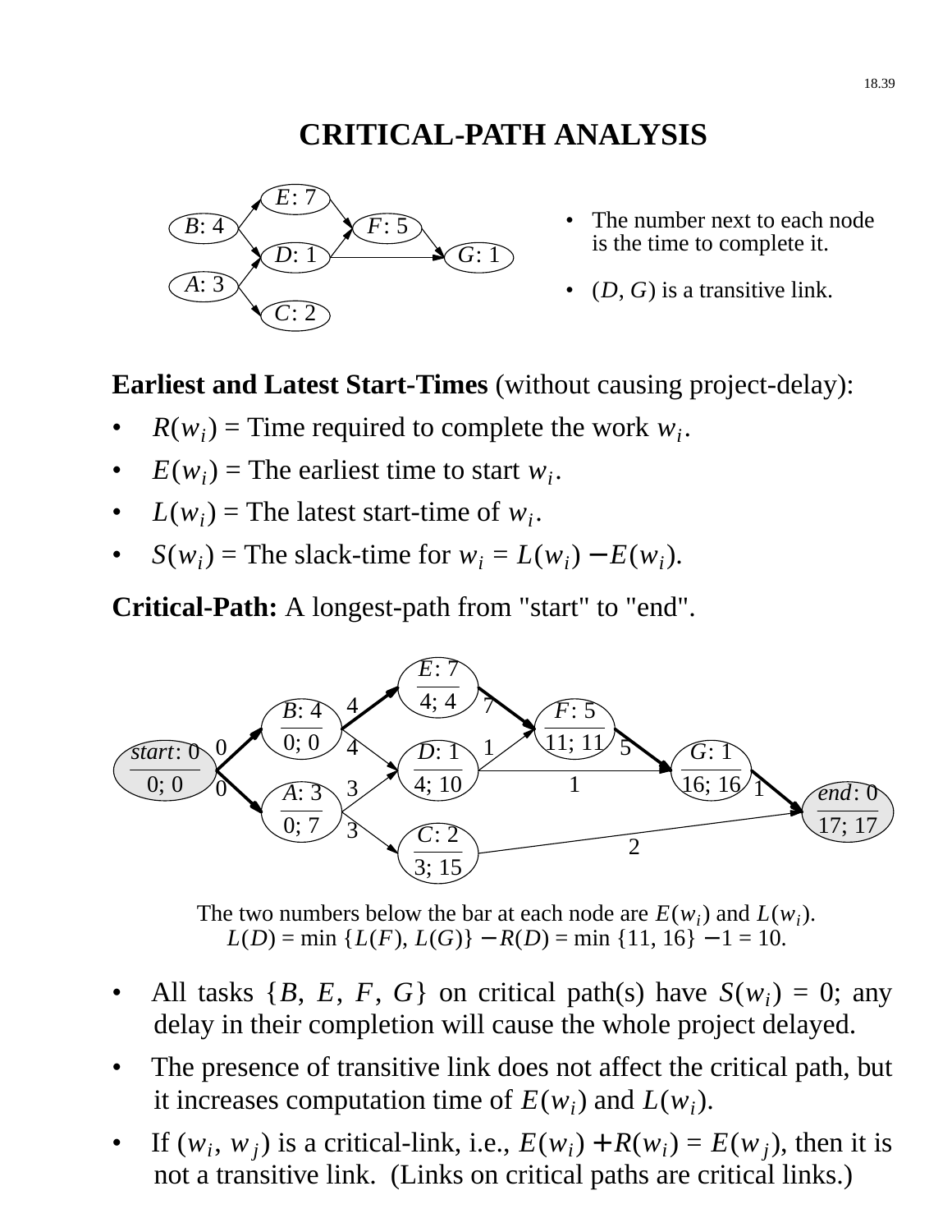# CRITICAL-PATH ANALYSIS

- The number next to each node is the time to complete it.
- $(D, G)$ is a transitive link.

**Earliest and Latest Start-Times** (without causing project-delay):

- $R(w_i)$ = Time required to complete the work $w_i$.
- $E(w_i)$ = The earliest time to start $w_i$.
- $L(w_i)$ = The latest start-time of $w_i$.
- $S(w_i)$ = The slack-time for $w_i = L(w_i) - E(w_i)$.

**Critical-Path:** A longest-path from "start" to "end".

The two numbers below the bar at each node are $E(w_i)$ and $L(w_i)$.
$L(D) = \min\{L(F), L(G)\} - R(D) = \min\{11, 16\} - 1 = 10$.

- All tasks $\{B, E, F, G\}$ on critical path(s) have $S(w_i) = 0$; any delay in their completion will cause the whole project delayed.
- The presence of transitive link does not affect the critical path, but it increases computation time of $E(w_i)$ and $L(w_i)$.
- If $(w_i, w_j)$ is a critical-link, i.e., $E(w_i) + R(w_i) = E(w_j)$, then it is not a transitive link. (Links on critical paths are critical links.)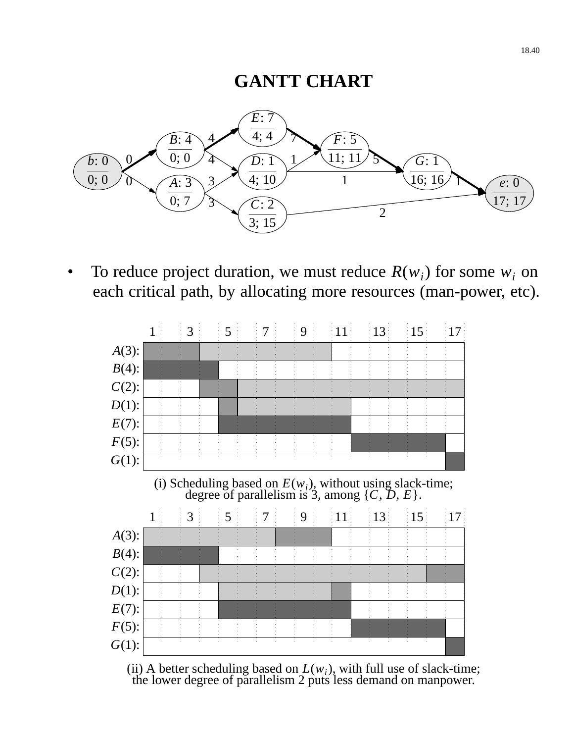# GANTT CHART

- To reduce project duration, we must reduce $R(w_i)$ for some $w_i$ on each critical path, by allocating more resources (man-power, etc).

(i) Scheduling based on $E(w_i)$, without using slack-time; degree of parallelism is 3, among $\{C, D, E\}$.

(ii) A better scheduling based on $L(w_i)$, with full use of slack-time; the lower degree of parallelism 2 puts less demand on manpower.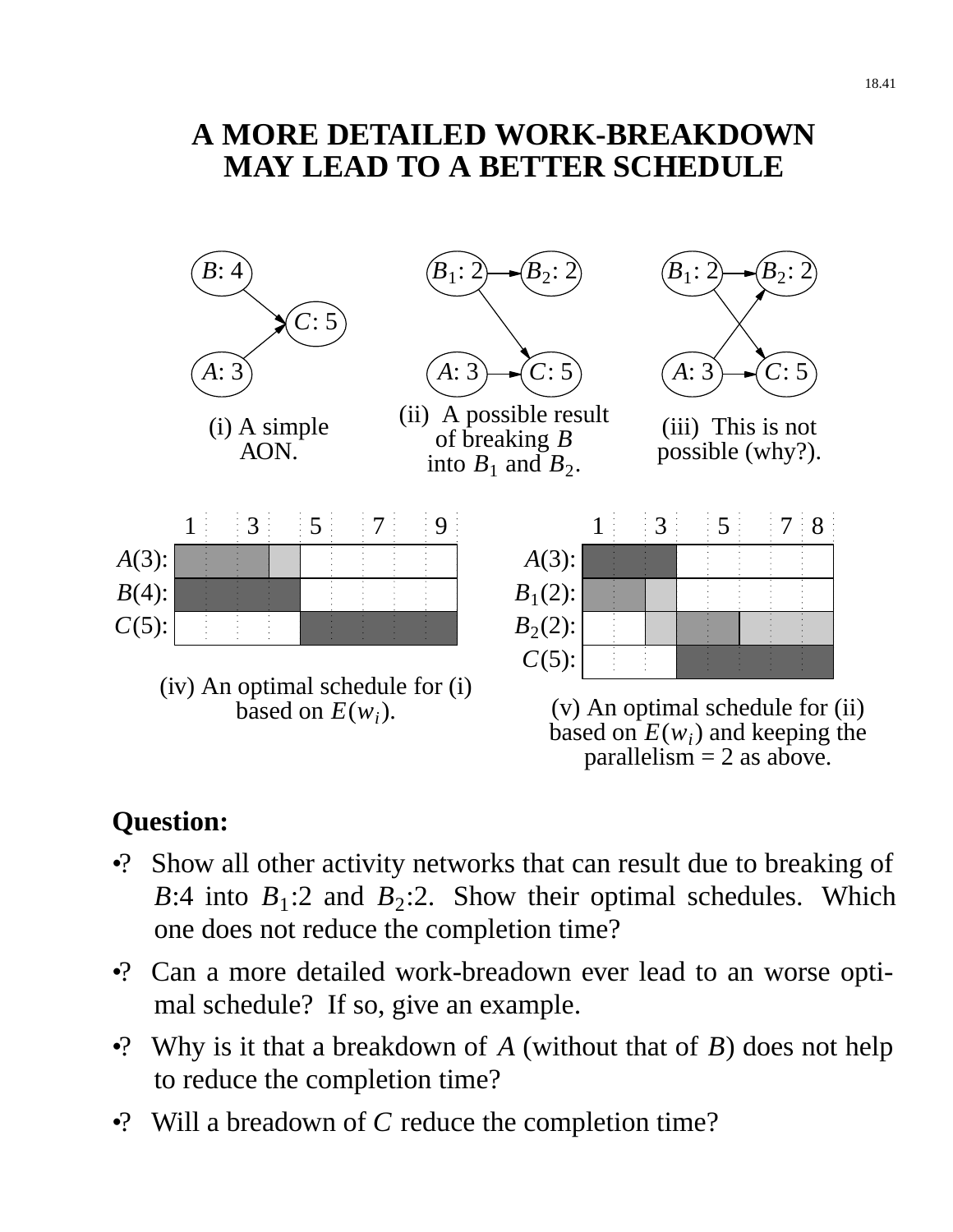# A MORE DETAILED WORK-BREAKDOWN MAY LEAD TO A BETTER SCHEDULE

(i) A simple AON.

(ii) A possible result of breaking $B$ into $B_1$ and $B_2$.

(iii) This is not possible (why?).

(iv) An optimal schedule for (i) based on $E(w_i)$.

(v) An optimal schedule for (ii) based on $E(w_i)$ and keeping the parallelism = 2 as above.

**Question:**

- ? Show all other activity networks that can result due to breaking of $B$:4 into $B_1$:2 and $B_2$:2. Show their optimal schedules. Which one does not reduce the completion time?
- ? Can a more detailed work-breadown ever lead to an worse optimal schedule? If so, give an example.
- ? Why is it that a breakdown of $A$ (without that of $B$) does not help to reduce the completion time?
- ? Will a breadown of $C$ reduce the completion time?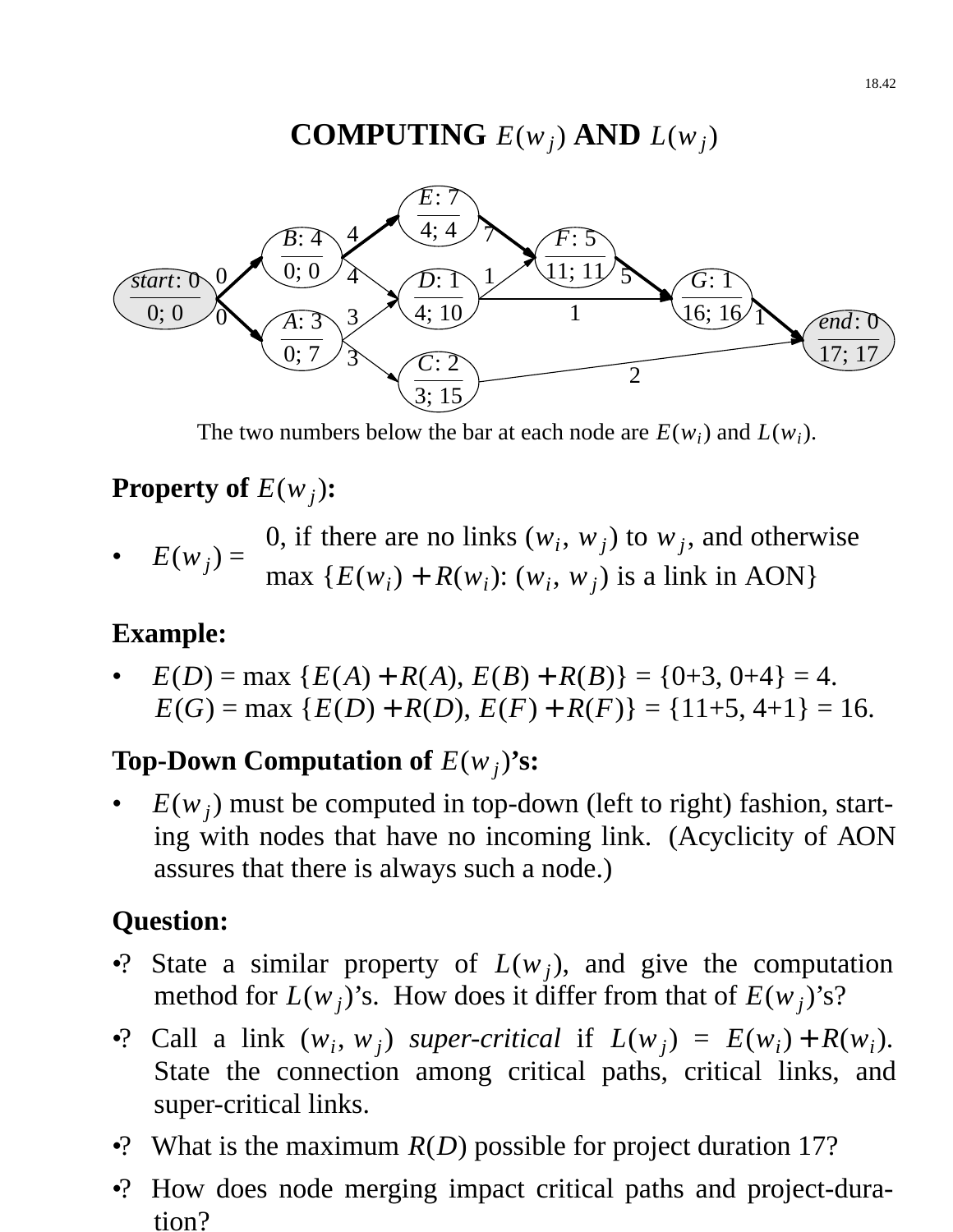# COMPUTING $E(w_j)$ AND $L(w_j)$

The two numbers below the bar at each node are $E(w_i)$ and $L(w_i)$.

**Property of $E(w_j)$:**

- $E(w_j) = \begin{cases} 0, \text{ if there are no links } (w_i, w_j) \text{ to } w_j, \text{ and otherwise} \\ \max \{E(w_i) + R(w_i): (w_i, w_j) \text{ is a link in AON}\} \end{cases}$

**Example:**

- $E(D) = \max \{E(A) + R(A), E(B) + R(B)\} = \{0+3, 0+4\} = 4.$
  $E(G) = \max \{E(D) + R(D), E(F) + R(F)\} = \{11+5, 4+1\} = 16.$

**Top-Down Computation of $E(w_j)$'s:**

- $E(w_j)$ must be computed in top-down (left to right) fashion, starting with nodes that have no incoming link. (Acyclicity of AON assures that there is always such a node.)

**Question:**

- ? State a similar property of $L(w_j)$, and give the computation method for $L(w_j)$'s. How does it differ from that of $E(w_j)$'s?
- ? Call a link $(w_i, w_j)$ *super-critical* if $L(w_j) = E(w_i) + R(w_i)$. State the connection among critical paths, critical links, and super-critical links.
- ? What is the maximum $R(D)$ possible for project duration 17?
- ? How does node merging impact critical paths and project-duration?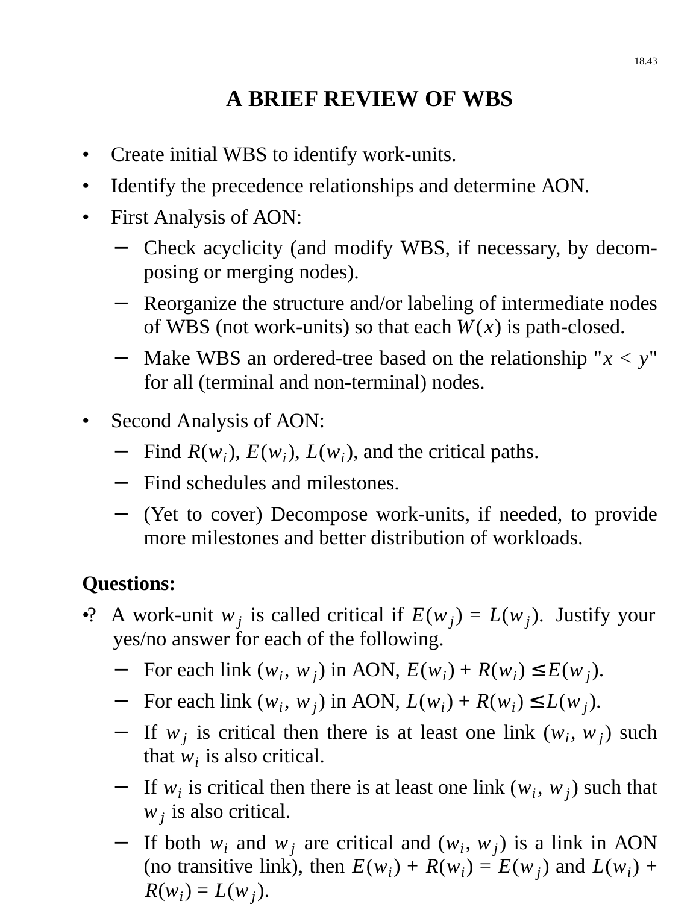# A BRIEF REVIEW OF WBS

- Create initial WBS to identify work-units.
- Identify the precedence relationships and determine AON.
- First Analysis of AON:
  - Check acyclicity (and modify WBS, if necessary, by decomposing or merging nodes).
  - Reorganize the structure and/or labeling of intermediate nodes of WBS (not work-units) so that each $W(x)$ is path-closed.
  - Make WBS an ordered-tree based on the relationship "$x < y$" for all (terminal and non-terminal) nodes.
- Second Analysis of AON:
  - Find $R(w_i)$, $E(w_i)$, $L(w_i)$, and the critical paths.
  - Find schedules and milestones.
  - (Yet to cover) Decompose work-units, if needed, to provide more milestones and better distribution of workloads.

**Questions:**

•? A work-unit $w_j$ is called critical if $E(w_j) = L(w_j)$. Justify your yes/no answer for each of the following.

- For each link $(w_i, w_j)$ in AON, $E(w_i) + R(w_i) \leq E(w_j)$.
- For each link $(w_i, w_j)$ in AON, $L(w_i) + R(w_i) \leq L(w_j)$.
- If $w_j$ is critical then there is at least one link $(w_i, w_j)$ such that $w_i$ is also critical.
- If $w_i$ is critical then there is at least one link $(w_i, w_j)$ such that $w_j$ is also critical.
- If both $w_i$ and $w_j$ are critical and $(w_i, w_j)$ is a link in AON (no transitive link), then $E(w_i) + R(w_i) = E(w_j)$ and $L(w_i) + R(w_i) = L(w_j)$.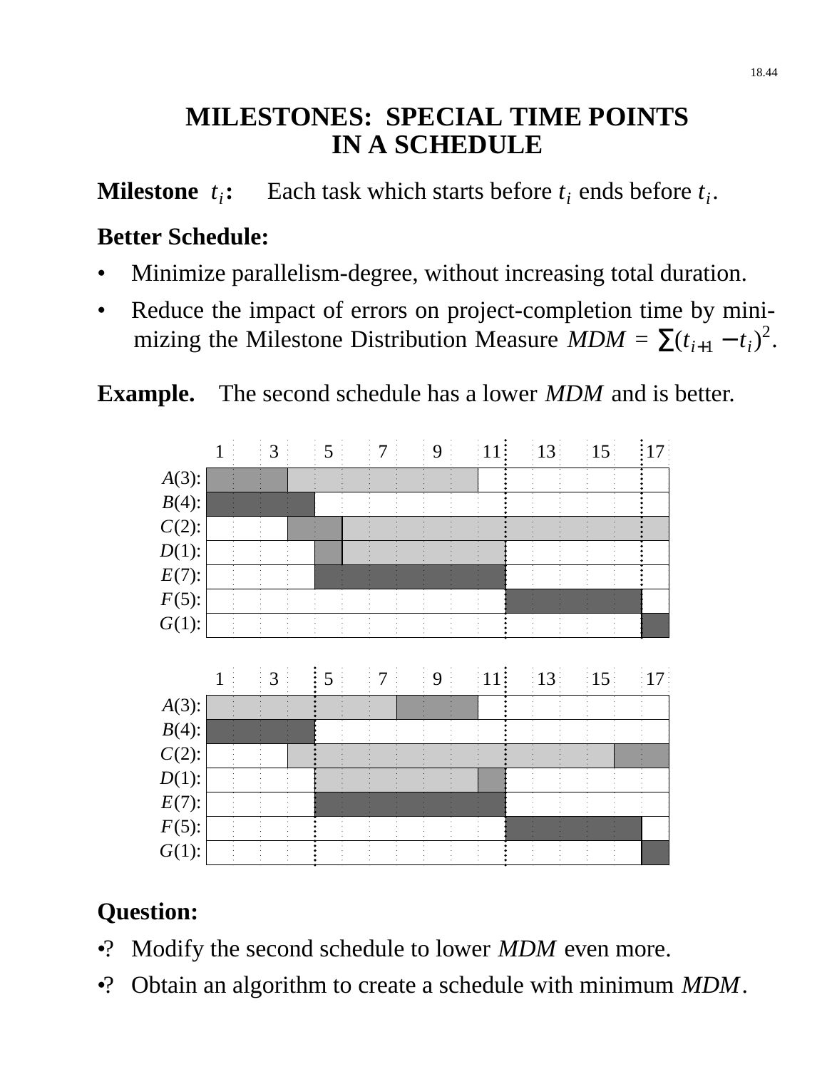# MILESTONES: SPECIAL TIME POINTS IN A SCHEDULE

**Milestone $t_i$:** Each task which starts before $t_i$ ends before $t_i$.

**Better Schedule:**

- Minimize parallelism-degree, without increasing total duration.
- Reduce the impact of errors on project-completion time by minimizing the Milestone Distribution Measure $MDM = \sum(t_{i+1} - t_i)^2$.

**Example.** The second schedule has a lower *MDM* and is better.

**Question:**

- ? Modify the second schedule to lower *MDM* even more.
- ? Obtain an algorithm to create a schedule with minimum *MDM*.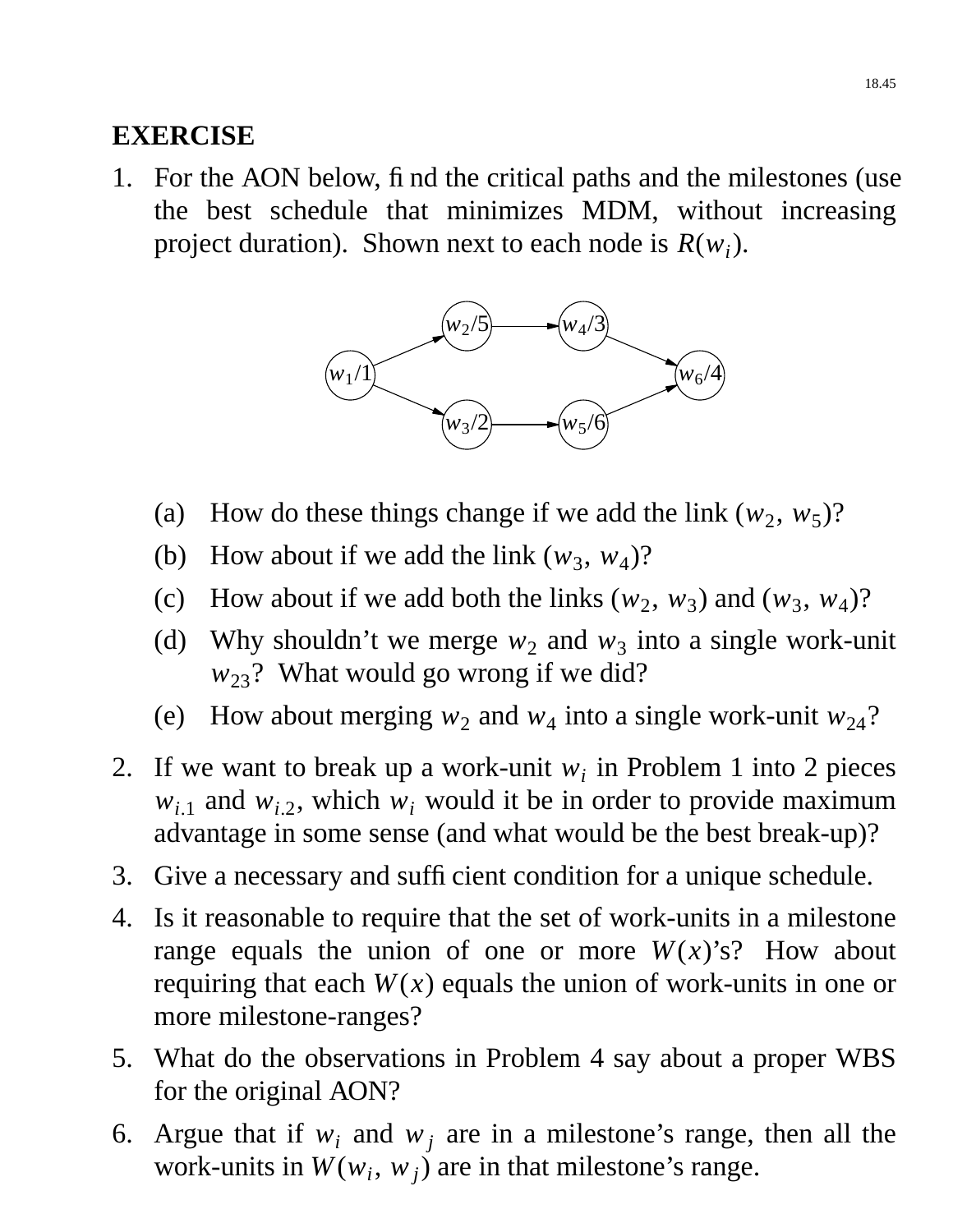## EXERCISE

1. For the AON below, find the critical paths and the milestones (use the best schedule that minimizes MDM, without increasing project duration). Shown next to each node is $R(w_i)$.

   (a) How do these things change if we add the link $(w_2, w_5)$?

   (b) How about if we add the link $(w_3, w_4)$?

   (c) How about if we add both the links $(w_2, w_3)$ and $(w_3, w_4)$?

   (d) Why shouldn't we merge $w_2$ and $w_3$ into a single work-unit $w_{23}$? What would go wrong if we did?

   (e) How about merging $w_2$ and $w_4$ into a single work-unit $w_{24}$?

2. If we want to break up a work-unit $w_i$ in Problem 1 into 2 pieces $w_{i.1}$ and $w_{i.2}$, which $w_i$ would it be in order to provide maximum advantage in some sense (and what would be the best break-up)?

3. Give a necessary and sufficient condition for a unique schedule.

4. Is it reasonable to require that the set of work-units in a milestone range equals the union of one or more $W(x)$'s? How about requiring that each $W(x)$ equals the union of work-units in one or more milestone-ranges?

5. What do the observations in Problem 4 say about a proper WBS for the original AON?

6. Argue that if $w_i$ and $w_j$ are in a milestone's range, then all the work-units in $W(w_i, w_j)$ are in that milestone's range.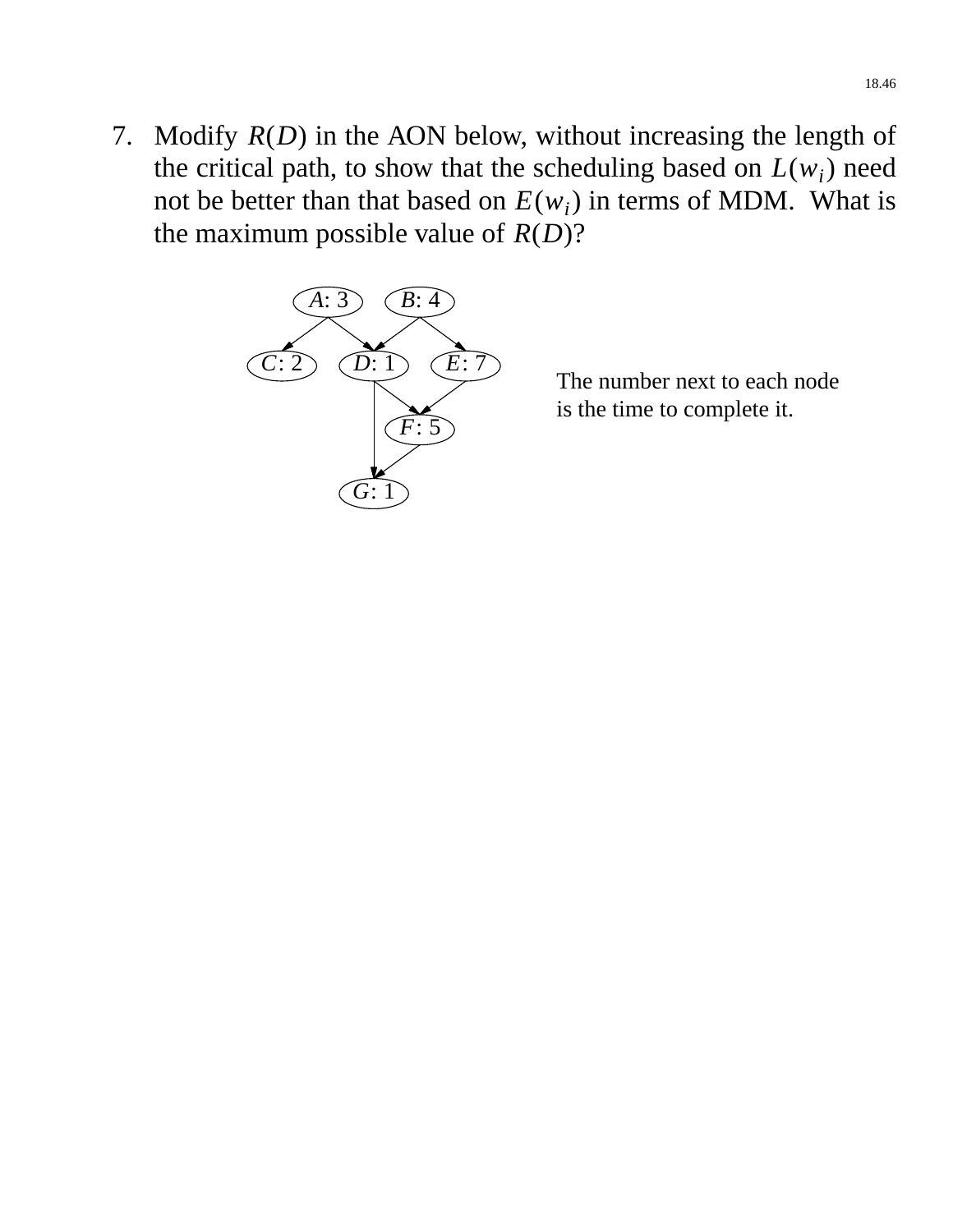7. Modify $R(D)$ in the AON below, without increasing the length of the critical path, to show that the scheduling based on $L(w_i)$ need not be better than that based on $E(w_i)$ in terms of MDM. What is the maximum possible value of $R(D)$?

The number next to each node is the time to complete it.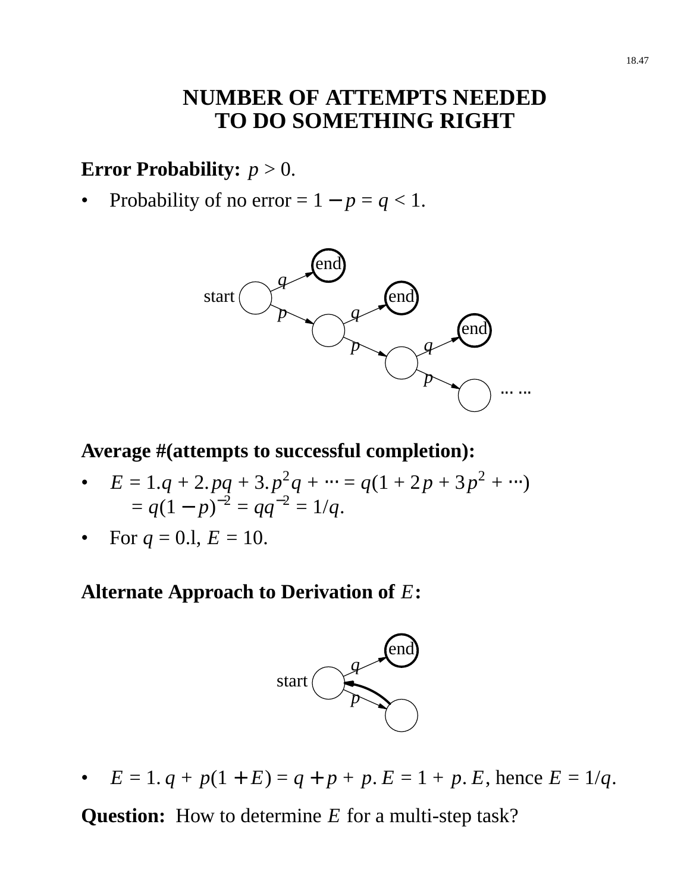# NUMBER OF ATTEMPTS NEEDED TO DO SOMETHING RIGHT

**Error Probability:** $p > 0$.

- Probability of no error = $1 - p = q < 1$.

**Average #(attempts to successful completion):**

- $E = 1.q + 2.pq + 3.p^2q + \cdots = q(1 + 2p + 3p^2 + \cdots)$
  $= q(1 - p)^{-2} = qq^{-2} = 1/q$.
- For $q = 0.1$, $E = 10$.

**Alternate Approach to Derivation of $E$:**

- $E = 1.q + p(1 + E) = q + p + p.E = 1 + p.E$, hence $E = 1/q$.

**Question:** How to determine $E$ for a multi-step task?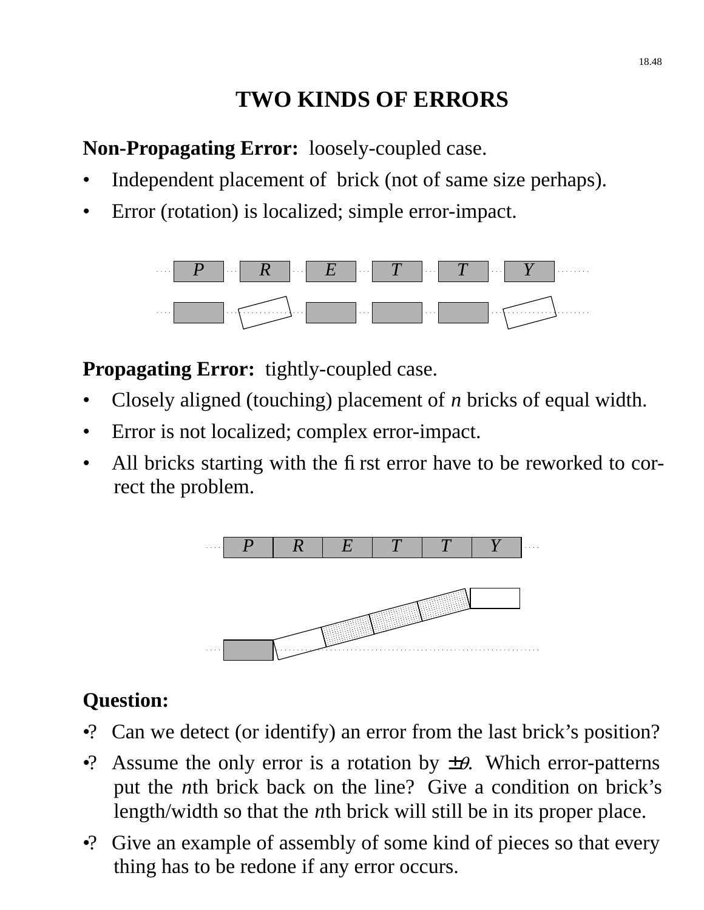# TWO KINDS OF ERRORS

**Non-Propagating Error:** loosely-coupled case.

- Independent placement of brick (not of same size perhaps).
- Error (rotation) is localized; simple error-impact.

**Propagating Error:** tightly-coupled case.

- Closely aligned (touching) placement of *n* bricks of equal width.
- Error is not localized; complex error-impact.
- All bricks starting with the first error have to be reworked to correct the problem.

**Question:**

•? Can we detect (or identify) an error from the last brick's position?

•? Assume the only error is a rotation by $\pm\theta$. Which error-patterns put the *n*th brick back on the line? Give a condition on brick's length/width so that the *n*th brick will still be in its proper place.

•? Give an example of assembly of some kind of pieces so that every thing has to be redone if any error occurs.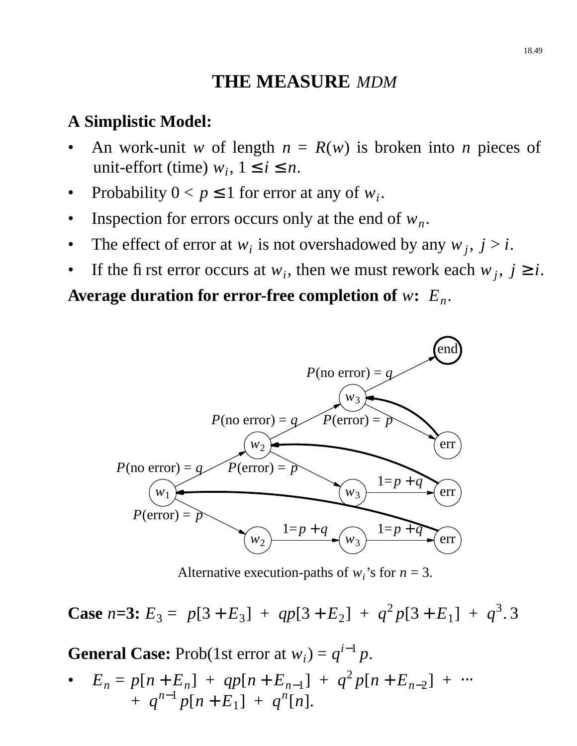# THE MEASURE *MDM*

**A Simplistic Model:**

- An work-unit $w$ of length $n = R(w)$ is broken into $n$ pieces of unit-effort (time) $w_i$, $1 \le i \le n$.
- Probability $0 < p \le 1$ for error at any of $w_i$.
- Inspection for errors occurs only at the end of $w_n$.
- The effect of error at $w_i$ is not overshadowed by any $w_j$, $j > i$.
- If the first error occurs at $w_i$, then we must rework each $w_j$, $j \ge i$.

**Average duration for error-free completion of** $w$**:** $E_n$.

P(no error) = q

P(error) = p

1 = p + q

end

err

Alternative execution-paths of $w_i$'s for $n = 3$.

**Case** $n$**=3:** $E_3 = p[3 + E_3] + qp[3 + E_2] + q^2 p[3 + E_1] + q^3 . 3$

**General Case:** Prob(1st error at $w_i$) = $q^{i-1} p$.

- $E_n = p[n + E_n] + qp[n + E_{n-1}] + q^2 p[n + E_{n-2}] + \cdots + q^{n-1} p[n + E_1] + q^n [n]$.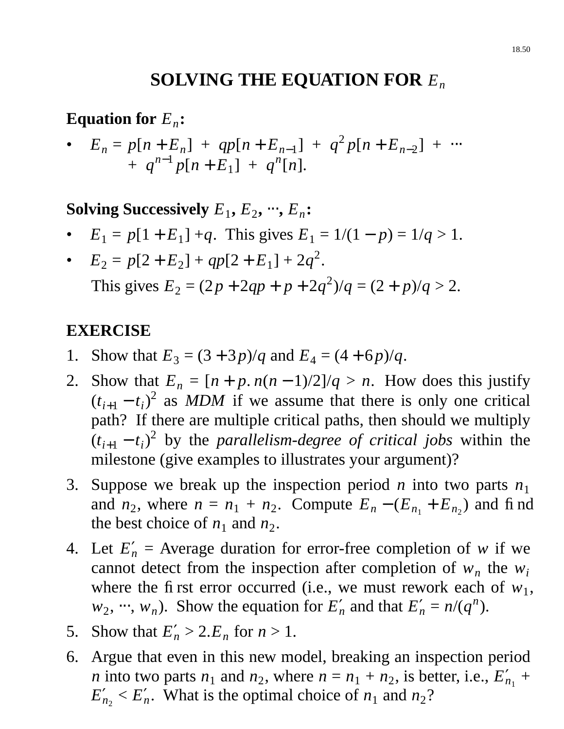# SOLVING THE EQUATION FOR $E_n$

**Equation for $E_n$:**

- $E_n = p[n + E_n] + qp[n + E_{n-1}] + q^2 p[n + E_{n-2}] + \cdots + q^{n-1} p[n + E_1] + q^n[n]$.

**Solving Successively $E_1$, $E_2$, ⋯, $E_n$:**

- $E_1 = p[1 + E_1] + q$. This gives $E_1 = 1/(1 - p) = 1/q > 1$.
- $E_2 = p[2 + E_2] + qp[2 + E_1] + 2q^2$.
  
  This gives $E_2 = (2p + 2qp + p + 2q^2)/q = (2 + p)/q > 2$.

**EXERCISE**

1. Show that $E_3 = (3 + 3p)/q$ and $E_4 = (4 + 6p)/q$.
2. Show that $E_n = [n + p.n(n - 1)/2]/q > n$. How does this justify $(t_{i+1} - t_i)^2$ as *MDM* if we assume that there is only one critical path? If there are multiple critical paths, then should we multiply $(t_{i+1} - t_i)^2$ by the *parallelism-degree of critical jobs* within the milestone (give examples to illustrates your argument)?
3. Suppose we break up the inspection period $n$ into two parts $n_1$ and $n_2$, where $n = n_1 + n_2$. Compute $E_n - (E_{n_1} + E_{n_2})$ and find the best choice of $n_1$ and $n_2$.
4. Let $E'_n$ = Average duration for error-free completion of $w$ if we cannot detect from the inspection after completion of $w_n$ the $w_i$ where the first error occurred (i.e., we must rework each of $w_1$, $w_2$, ⋯, $w_n$). Show the equation for $E'_n$ and that $E'_n = n/(q^n)$.
5. Show that $E'_n > 2.E_n$ for $n > 1$.
6. Argue that even in this new model, breaking an inspection period $n$ into two parts $n_1$ and $n_2$, where $n = n_1 + n_2$, is better, i.e., $E'_{n_1} + E'_{n_2} < E'_n$. What is the optimal choice of $n_1$ and $n_2$?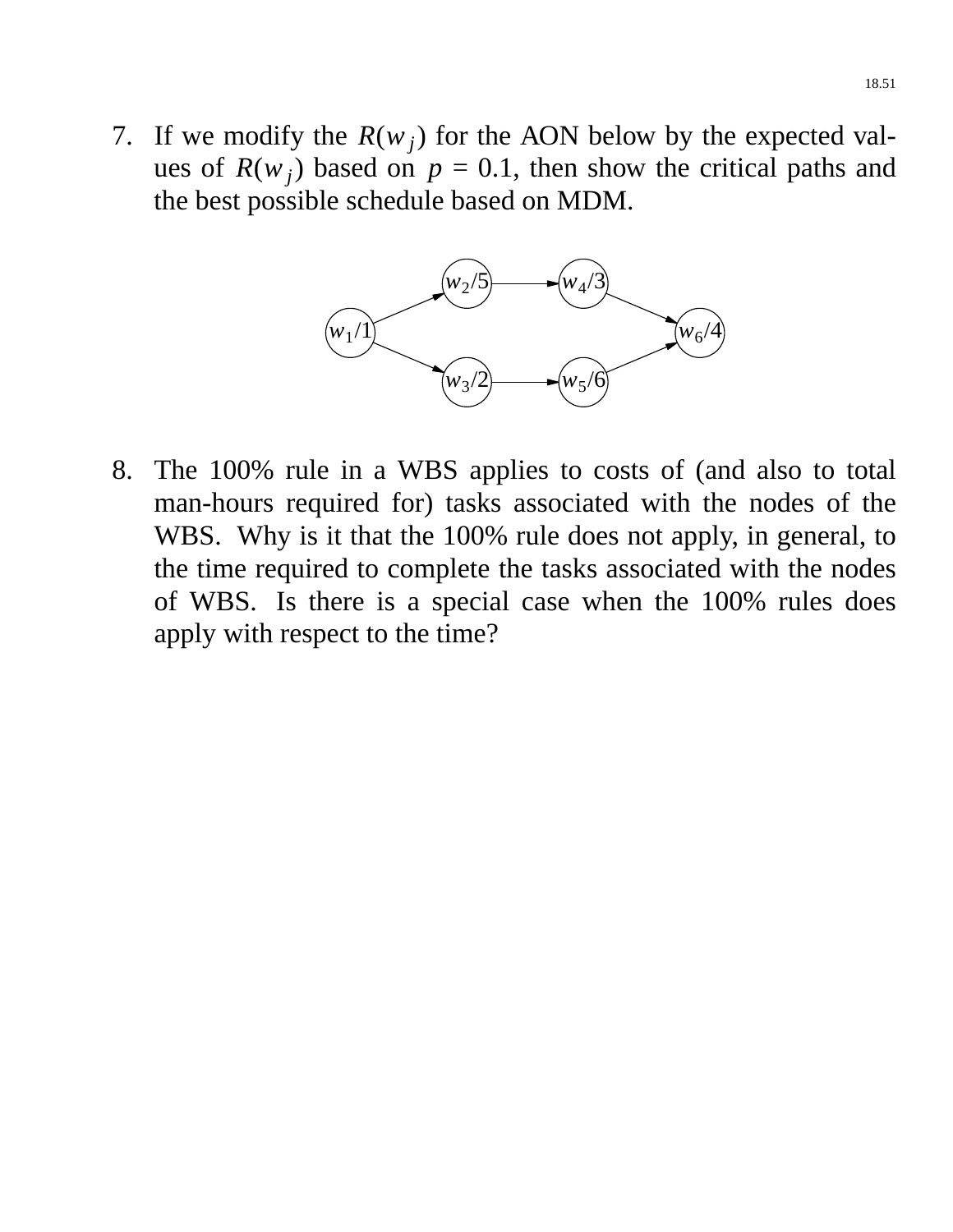7. If we modify the $R(w_j)$ for the AON below by the expected values of $R(w_j)$ based on $p = 0.1$, then show the critical paths and the best possible schedule based on MDM.

$w_1/1$, $w_2/5$, $w_3/2$, $w_4/3$, $w_5/6$, $w_6/4$

8. The 100% rule in a WBS applies to costs of (and also to total man-hours required for) tasks associated with the nodes of the WBS. Why is it that the 100% rule does not apply, in general, to the time required to complete the tasks associated with the nodes of WBS. Is there is a special case when the 100% rules does apply with respect to the time?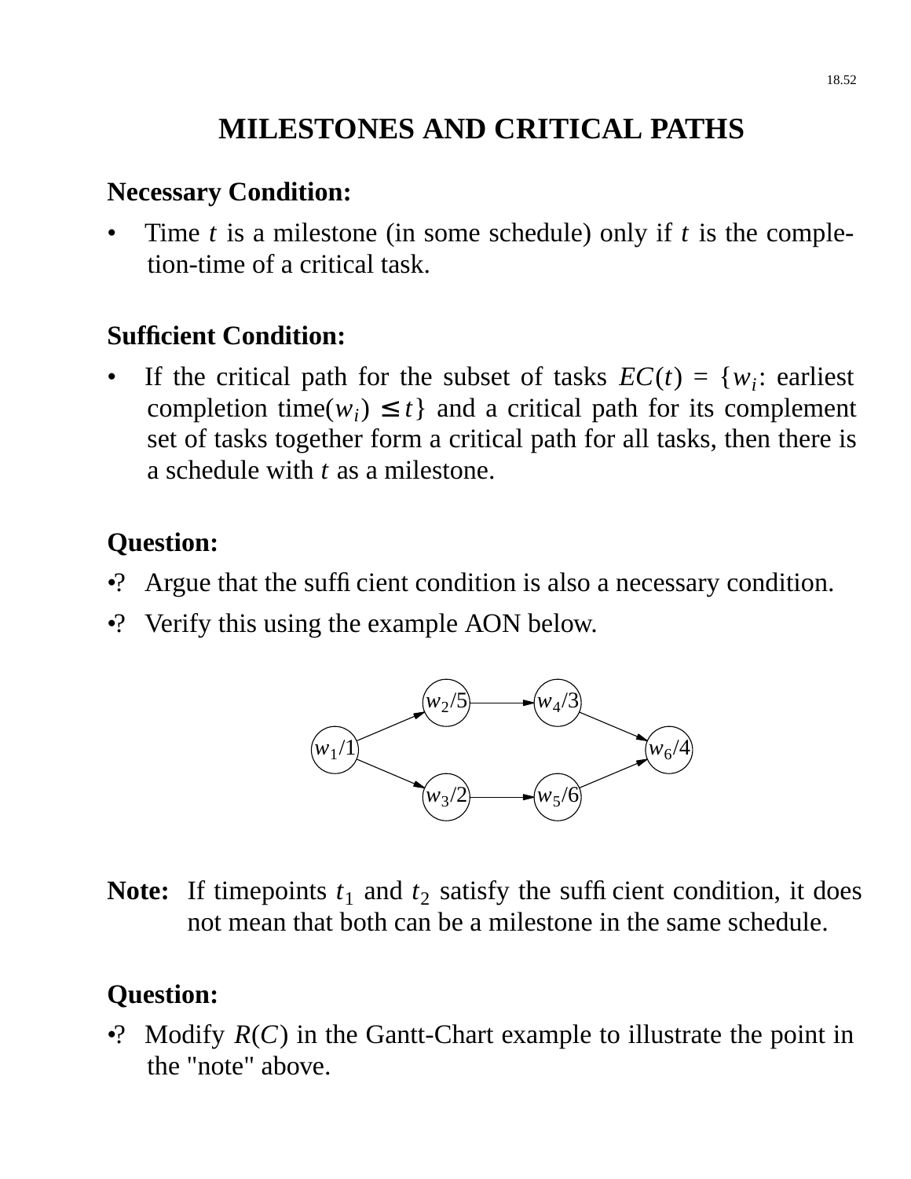# MILESTONES AND CRITICAL PATHS

**Necessary Condition:**

- Time $t$ is a milestone (in some schedule) only if $t$ is the completion-time of a critical task.

**Sufficient Condition:**

- If the critical path for the subset of tasks $EC(t) = \{w_i$: earliest completion time$(w_i) \leq t\}$ and a critical path for its complement set of tasks together form a critical path for all tasks, then there is a schedule with $t$ as a milestone.

**Question:**

•? Argue that the sufficient condition is also a necessary condition.

•? Verify this using the example AON below.

$w_1/1 \rightarrow w_2/5 \rightarrow w_4/3 \rightarrow w_6/4$

$w_1/1 \rightarrow w_3/2 \rightarrow w_5/6 \rightarrow w_6/4$

**Note:** If timepoints $t_1$ and $t_2$ satisfy the sufficient condition, it does not mean that both can be a milestone in the same schedule.

**Question:**

•? Modify $R(C)$ in the Gantt-Chart example to illustrate the point in the "note" above.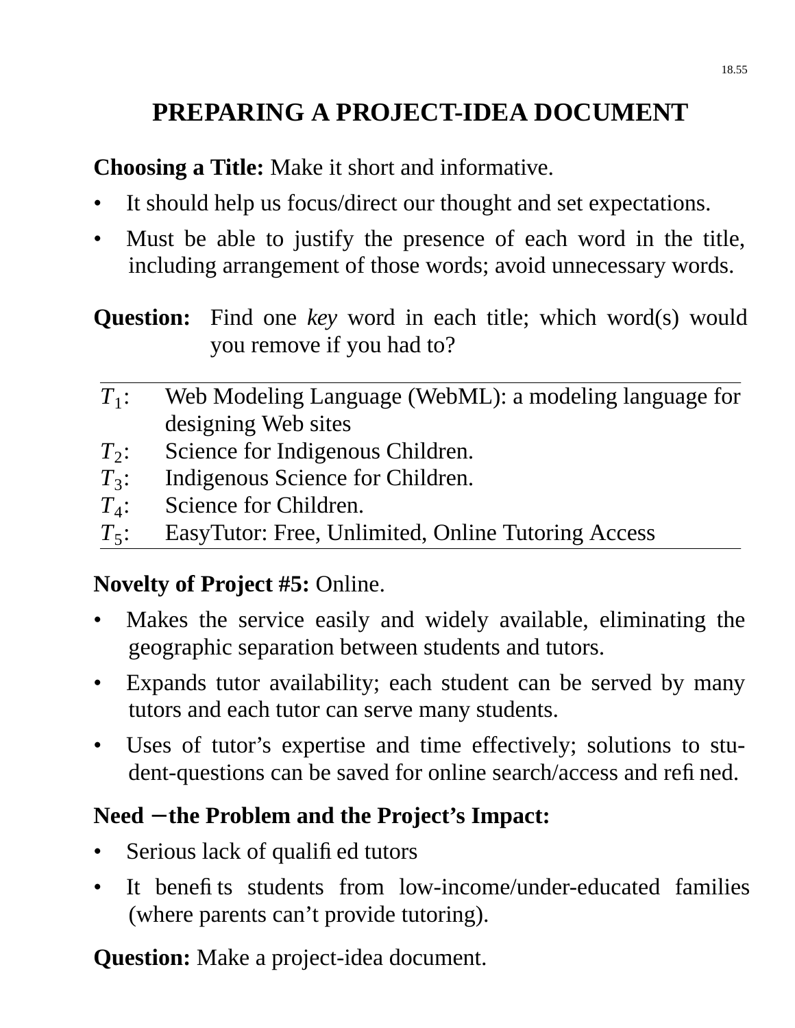# PREPARING A PROJECT-IDEA DOCUMENT

**Choosing a Title:** Make it short and informative.

- It should help us focus/direct our thought and set expectations.
- Must be able to justify the presence of each word in the title, including arrangement of those words; avoid unnecessary words.

**Question:** Find one *key* word in each title; which word(s) would you remove if you had to?

| | |
|---|---|
| $T_1$: | Web Modeling Language (WebML): a modeling language for designing Web sites |
| $T_2$: | Science for Indigenous Children. |
| $T_3$: | Indigenous Science for Children. |
| $T_4$: | Science for Children. |
| $T_5$: | EasyTutor: Free, Unlimited, Online Tutoring Access |

**Novelty of Project #5:** Online.

- Makes the service easily and widely available, eliminating the geographic separation between students and tutors.
- Expands tutor availability; each student can be served by many tutors and each tutor can serve many students.
- Uses of tutor's expertise and time effectively; solutions to student-questions can be saved for online search/access and refined.

**Need − the Problem and the Project's Impact:**

- Serious lack of qualified tutors
- It benefits students from low-income/under-educated families (where parents can't provide tutoring).

**Question:** Make a project-idea document.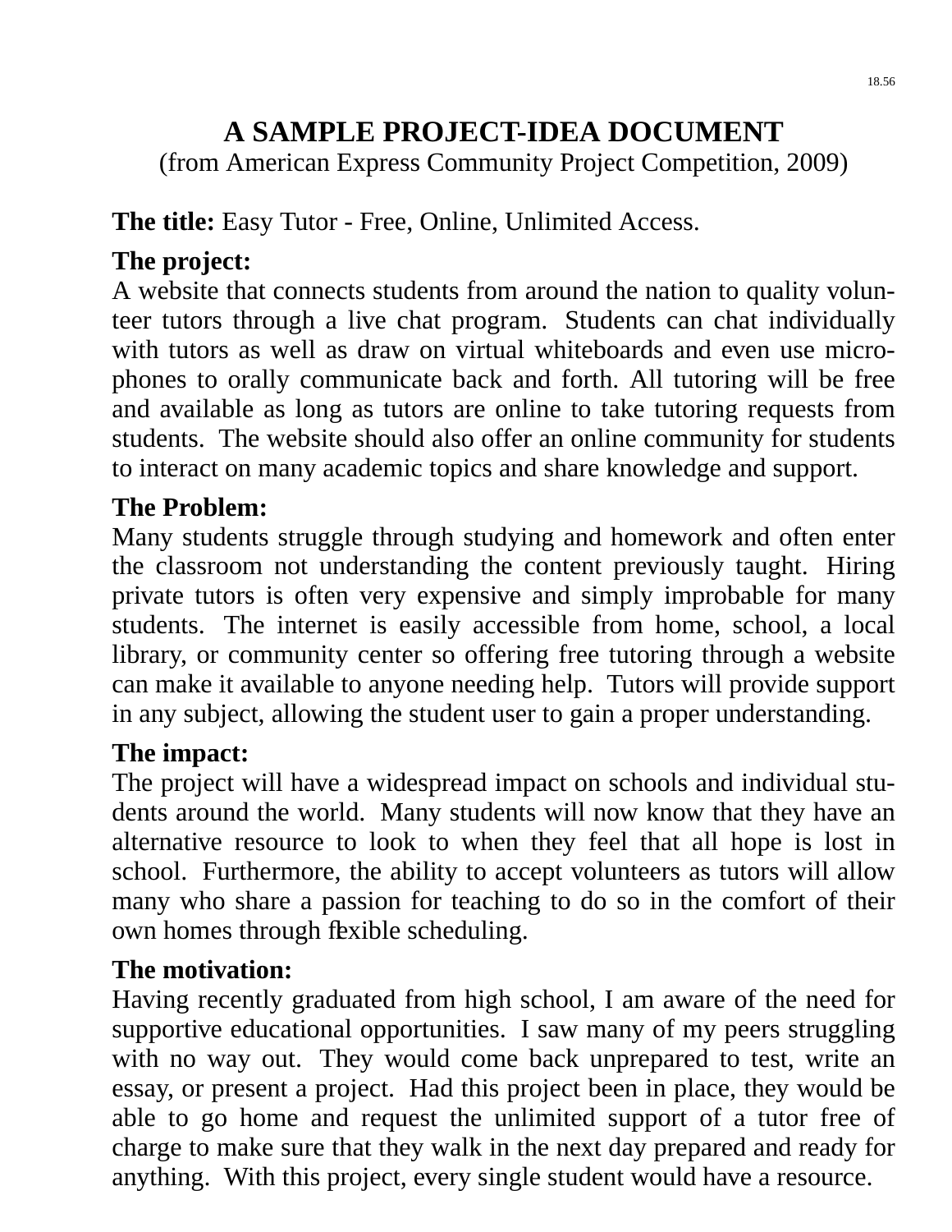# A SAMPLE PROJECT-IDEA DOCUMENT

(from American Express Community Project Competition, 2009)

**The title:** Easy Tutor - Free, Online, Unlimited Access.

**The project:**
A website that connects students from around the nation to quality volunteer tutors through a live chat program. Students can chat individually with tutors as well as draw on virtual whiteboards and even use microphones to orally communicate back and forth. All tutoring will be free and available as long as tutors are online to take tutoring requests from students. The website should also offer an online community for students to interact on many academic topics and share knowledge and support.

**The Problem:**
Many students struggle through studying and homework and often enter the classroom not understanding the content previously taught. Hiring private tutors is often very expensive and simply improbable for many students. The internet is easily accessible from home, school, a local library, or community center so offering free tutoring through a website can make it available to anyone needing help. Tutors will provide support in any subject, allowing the student user to gain a proper understanding.

**The impact:**
The project will have a widespread impact on schools and individual students around the world. Many students will now know that they have an alternative resource to look to when they feel that all hope is lost in school. Furthermore, the ability to accept volunteers as tutors will allow many who share a passion for teaching to do so in the comfort of their own homes through flexible scheduling.

**The motivation:**
Having recently graduated from high school, I am aware of the need for supportive educational opportunities. I saw many of my peers struggling with no way out. They would come back unprepared to test, write an essay, or present a project. Had this project been in place, they would be able to go home and request the unlimited support of a tutor free of charge to make sure that they walk in the next day prepared and ready for anything. With this project, every single student would have a resource.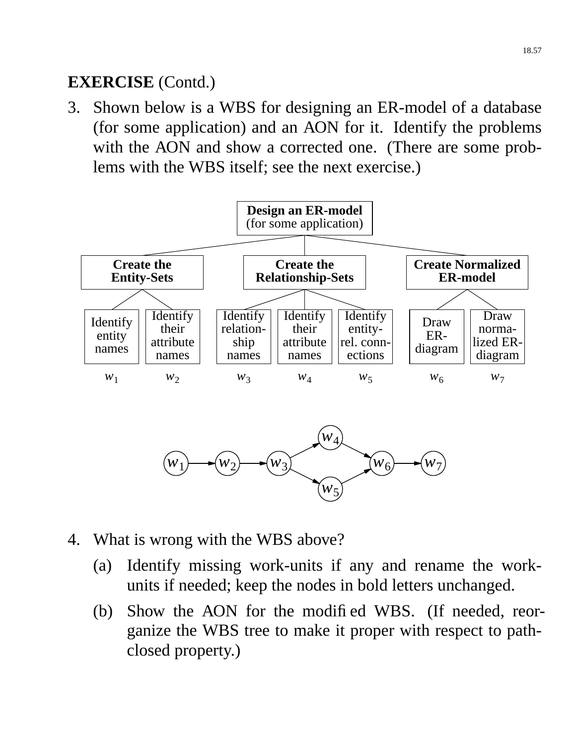**EXERCISE** (Contd.)

3. Shown below is a WBS for designing an ER-model of a database (for some application) and an AON for it. Identify the problems with the AON and show a corrected one. (There are some problems with the WBS itself; see the next exercise.)

**Design an ER-model**
(for some application)

**Create the Entity-Sets**

**Create the Relationship-Sets**

**Create Normalized ER-model**

Identify entity names

Identify their attribute names

Identify relation-ship names

Identify their attribute names

Identify entity-rel. conn-ections

Draw ER-diagram

Draw norma-lized ER-diagram

$w_1$ $w_2$ $w_3$ $w_4$ $w_5$ $w_6$ $w_7$

$w_1$

$w_2$

$w_3$

$w_4$

$w_5$

$w_6$

$w_7$

4. What is wrong with the WBS above?
   (a) Identify missing work-units if any and rename the work-units if needed; keep the nodes in bold letters unchanged.
   (b) Show the AON for the modified WBS. (If needed, reorganize the WBS tree to make it proper with respect to path-closed property.)